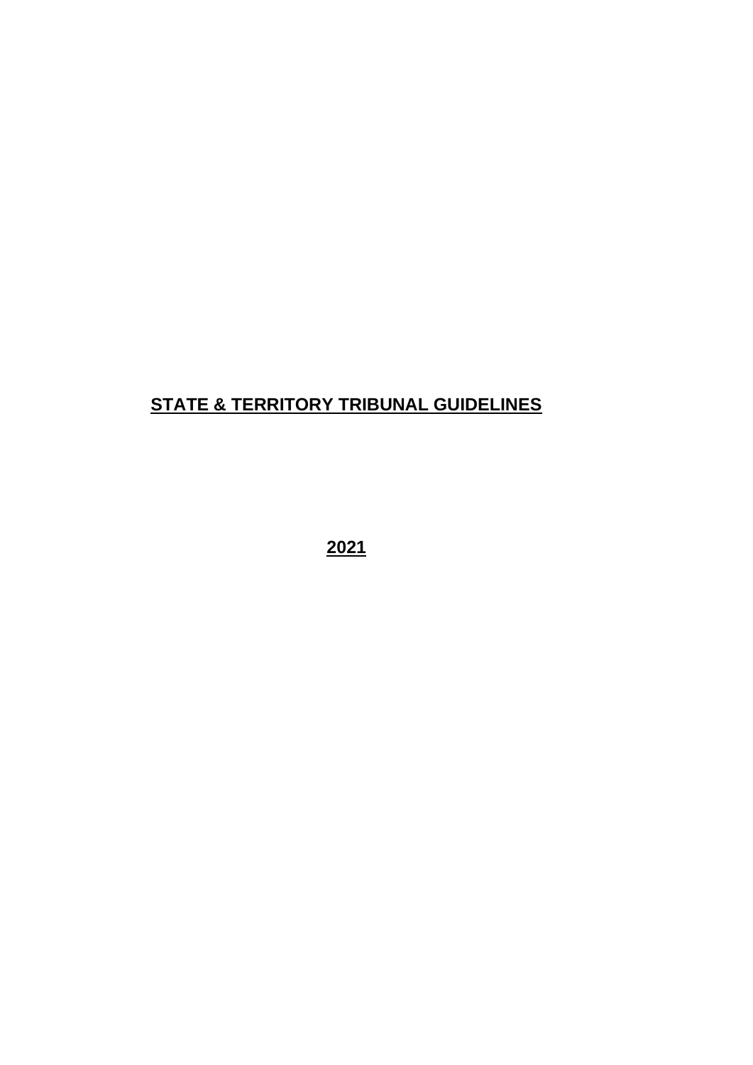# **STATE & TERRITORY TRIBUNAL GUIDELINES**

**2021**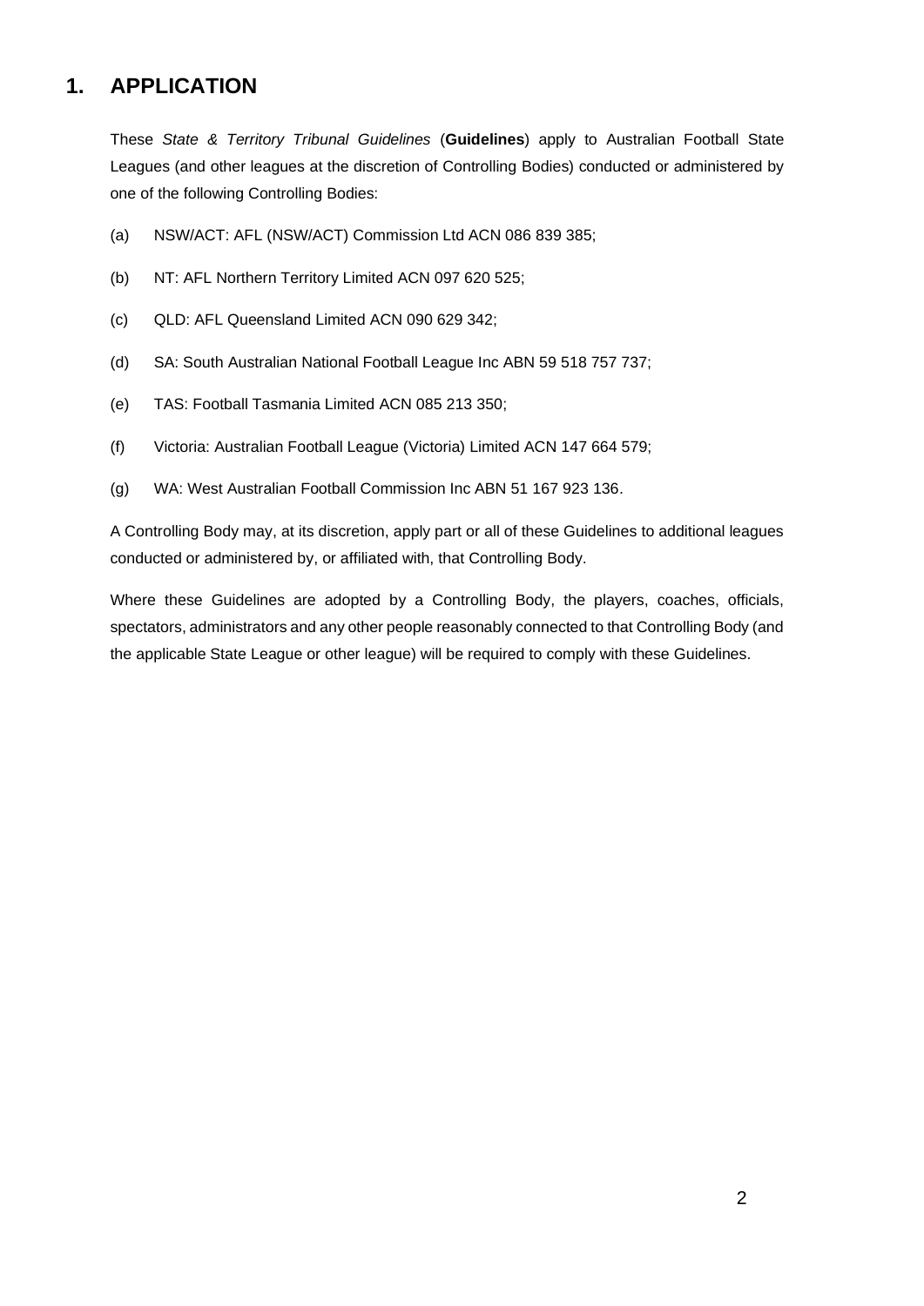# 1. APPLICATION

These *State & Territory Tribunal Guidelines* (**Guidelines**) apply to Australian Football State Leagues (and other leagues at the discretion of Controlling Bodies) conducted or administered by one of the following Controlling Bodies:

(a) NSW/ACT: AFL (NSW/ACT) Commission Ltd ACN 086 839 385;

(b) NT: AFL Northern Territory Limited ACN 097 620 525;

(c) QLD: AFL Queensland Limited ACN 090 629 342;

(d) SA: South Australian National Football League Inc ABN 59 518 757 737;

(e) TAS: Football Tasmania Limited ACN 085 213 350;

(f) Victoria: Australian Football League (Victoria) Limited ACN 147 664 579;

(g) WA: West Australian Football Commission Inc ABN 51 167 923 136.

A Controlling Body may, at its discretion, apply part or all of these Guidelines to additional leagues conducted or administered by, or affiliated with, that Controlling Body.

Where these Guidelines are adopted by a Controlling Body, the players, coaches, officials, spectators, administrators and any other people reasonably connected to that Controlling Body (and the applicable State League or other league) will be required to comply with these Guidelines.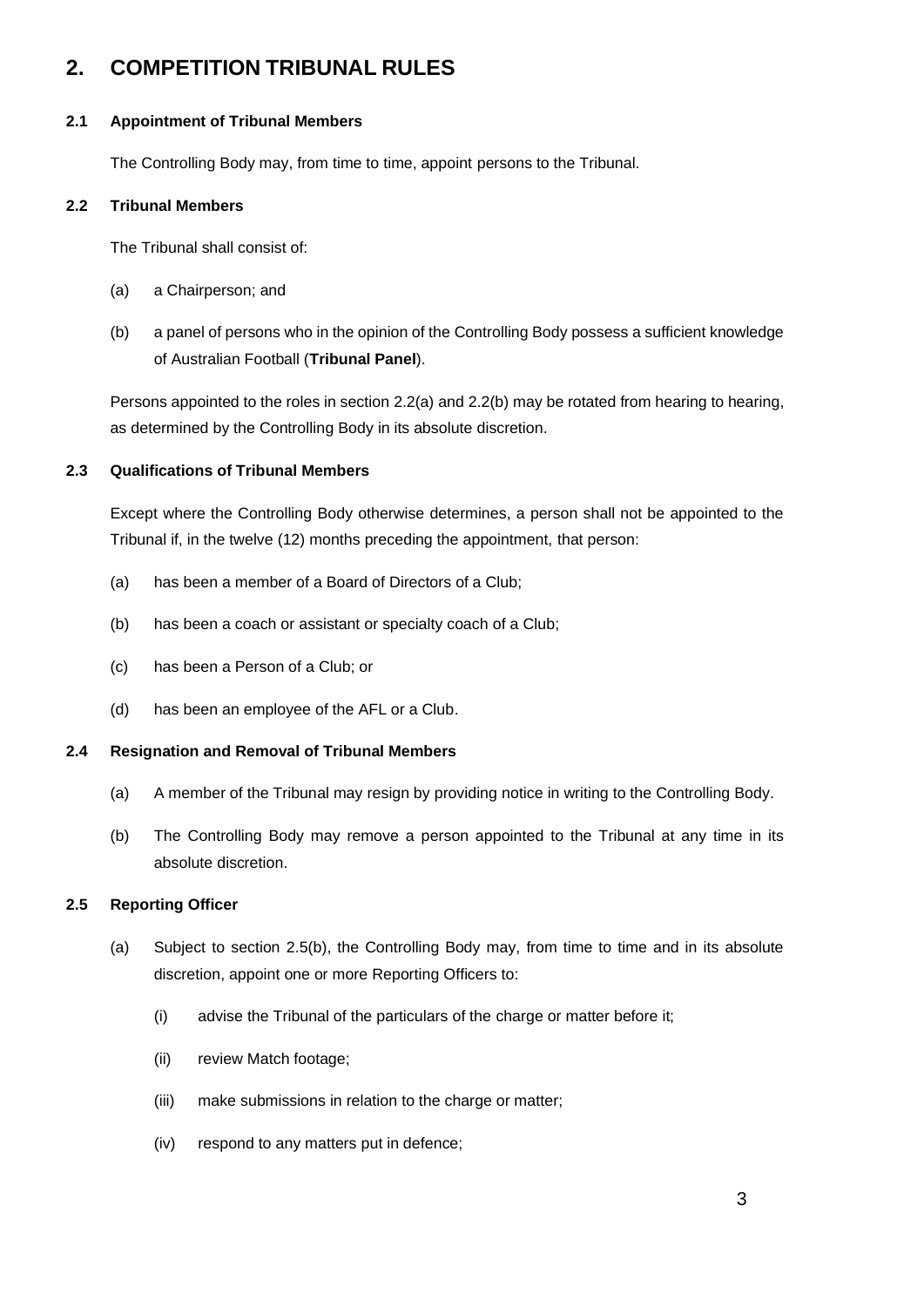## 2. COMPETITION TRIBUNAL RULES

### 2.1 Appointment of Tribunal Members

The Controlling Body may, from time to time, appoint persons to the Tribunal.

### 2.2 Tribunal Members

The Tribunal shall consist of:

(a) a Chairperson; and

(b) a panel of persons who in the opinion of the Controlling Body possess a sufficient knowledge of Australian Football (**Tribunal Panel**).

Persons appointed to the roles in section 2.2(a) and 2.2(b) may be rotated from hearing to hearing, as determined by the Controlling Body in its absolute discretion.

### 2.3 Qualifications of Tribunal Members

Except where the Controlling Body otherwise determines, a person shall not be appointed to the Tribunal if, in the twelve (12) months preceding the appointment, that person:

(a) has been a member of a Board of Directors of a Club;

(b) has been a coach or assistant or specialty coach of a Club;

(c) has been a Person of a Club; or

(d) has been an employee of the AFL or a Club.

### 2.4 Resignation and Removal of Tribunal Members

(a) A member of the Tribunal may resign by providing notice in writing to the Controlling Body.

(b) The Controlling Body may remove a person appointed to the Tribunal at any time in its absolute discretion.

### 2.5 Reporting Officer

(a) Subject to section 2.5(b), the Controlling Body may, from time to time and in its absolute discretion, appoint one or more Reporting Officers to:

(i) advise the Tribunal of the particulars of the charge or matter before it;

(ii) review Match footage;

(iii) make submissions in relation to the charge or matter;

(iv) respond to any matters put in defence;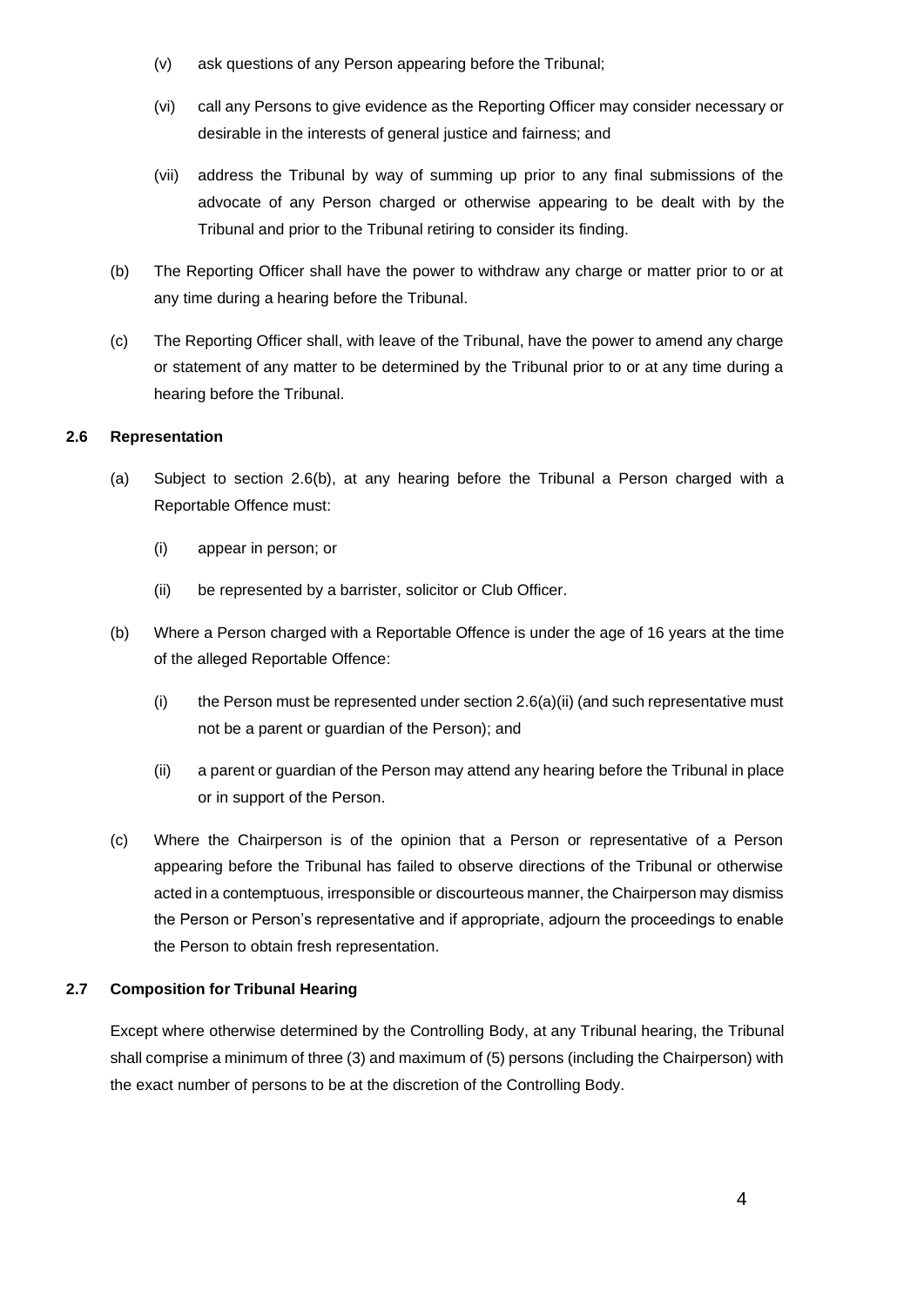(v) ask questions of any Person appearing before the Tribunal;

(vi) call any Persons to give evidence as the Reporting Officer may consider necessary or desirable in the interests of general justice and fairness; and

(vii) address the Tribunal by way of summing up prior to any final submissions of the advocate of any Person charged or otherwise appearing to be dealt with by the Tribunal and prior to the Tribunal retiring to consider its finding.

(b) The Reporting Officer shall have the power to withdraw any charge or matter prior to or at any time during a hearing before the Tribunal.

(c) The Reporting Officer shall, with leave of the Tribunal, have the power to amend any charge or statement of any matter to be determined by the Tribunal prior to or at any time during a hearing before the Tribunal.

### 2.6 Representation

(a) Subject to section 2.6(b), at any hearing before the Tribunal a Person charged with a Reportable Offence must:

(i) appear in person; or

(ii) be represented by a barrister, solicitor or Club Officer.

(b) Where a Person charged with a Reportable Offence is under the age of 16 years at the time of the alleged Reportable Offence:

(i) the Person must be represented under section 2.6(a)(ii) (and such representative must not be a parent or guardian of the Person); and

(ii) a parent or guardian of the Person may attend any hearing before the Tribunal in place or in support of the Person.

(c) Where the Chairperson is of the opinion that a Person or representative of a Person appearing before the Tribunal has failed to observe directions of the Tribunal or otherwise acted in a contemptuous, irresponsible or discourteous manner, the Chairperson may dismiss the Person or Person's representative and if appropriate, adjourn the proceedings to enable the Person to obtain fresh representation.

### 2.7 Composition for Tribunal Hearing

Except where otherwise determined by the Controlling Body, at any Tribunal hearing, the Tribunal shall comprise a minimum of three (3) and maximum of (5) persons (including the Chairperson) with the exact number of persons to be at the discretion of the Controlling Body.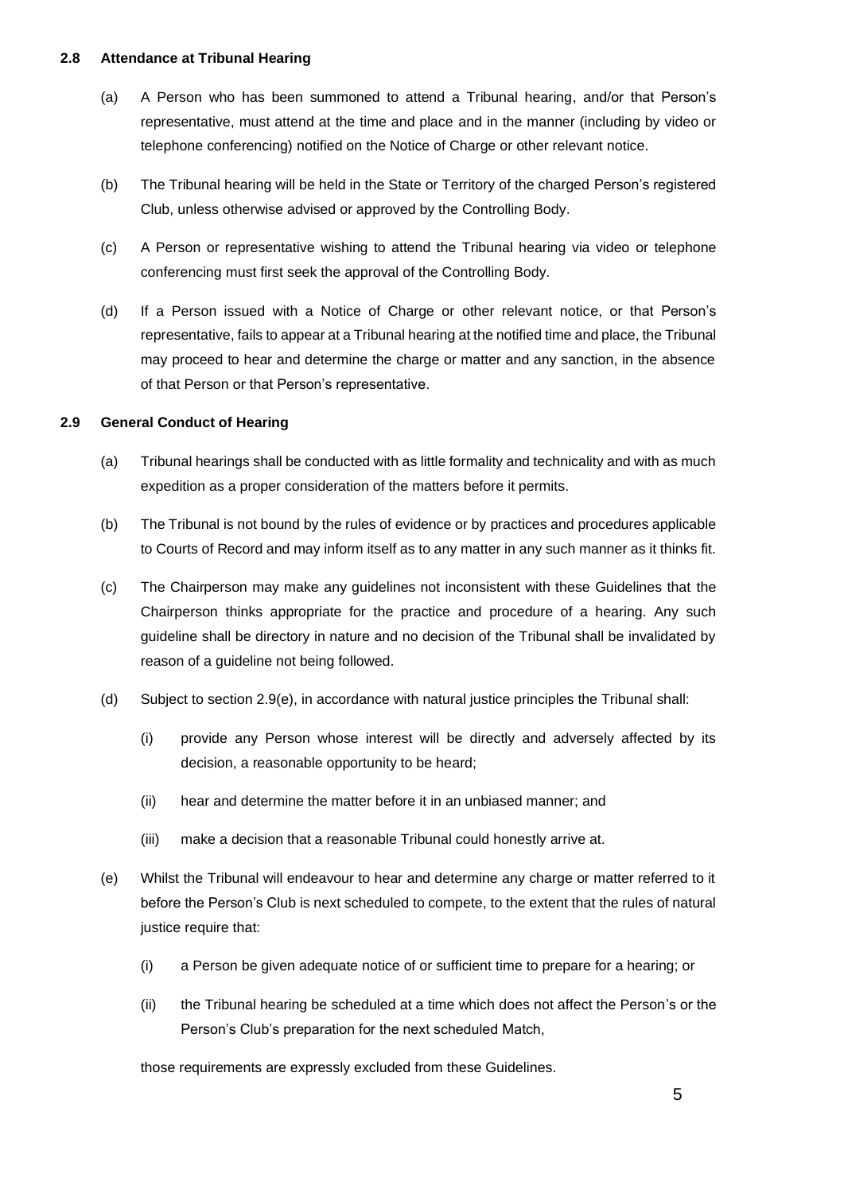### 2.8 Attendance at Tribunal Hearing

(a) A Person who has been summoned to attend a Tribunal hearing, and/or that Person's representative, must attend at the time and place and in the manner (including by video or telephone conferencing) notified on the Notice of Charge or other relevant notice.

(b) The Tribunal hearing will be held in the State or Territory of the charged Person's registered Club, unless otherwise advised or approved by the Controlling Body.

(c) A Person or representative wishing to attend the Tribunal hearing via video or telephone conferencing must first seek the approval of the Controlling Body.

(d) If a Person issued with a Notice of Charge or other relevant notice, or that Person's representative, fails to appear at a Tribunal hearing at the notified time and place, the Tribunal may proceed to hear and determine the charge or matter and any sanction, in the absence of that Person or that Person's representative.

### 2.9 General Conduct of Hearing

(a) Tribunal hearings shall be conducted with as little formality and technicality and with as much expedition as a proper consideration of the matters before it permits.

(b) The Tribunal is not bound by the rules of evidence or by practices and procedures applicable to Courts of Record and may inform itself as to any matter in any such manner as it thinks fit.

(c) The Chairperson may make any guidelines not inconsistent with these Guidelines that the Chairperson thinks appropriate for the practice and procedure of a hearing. Any such guideline shall be directory in nature and no decision of the Tribunal shall be invalidated by reason of a guideline not being followed.

(d) Subject to section 2.9(e), in accordance with natural justice principles the Tribunal shall:

   (i) provide any Person whose interest will be directly and adversely affected by its decision, a reasonable opportunity to be heard;

   (ii) hear and determine the matter before it in an unbiased manner; and

   (iii) make a decision that a reasonable Tribunal could honestly arrive at.

(e) Whilst the Tribunal will endeavour to hear and determine any charge or matter referred to it before the Person's Club is next scheduled to compete, to the extent that the rules of natural justice require that:

   (i) a Person be given adequate notice of or sufficient time to prepare for a hearing; or

   (ii) the Tribunal hearing be scheduled at a time which does not affect the Person's or the Person's Club's preparation for the next scheduled Match,

   those requirements are expressly excluded from these Guidelines.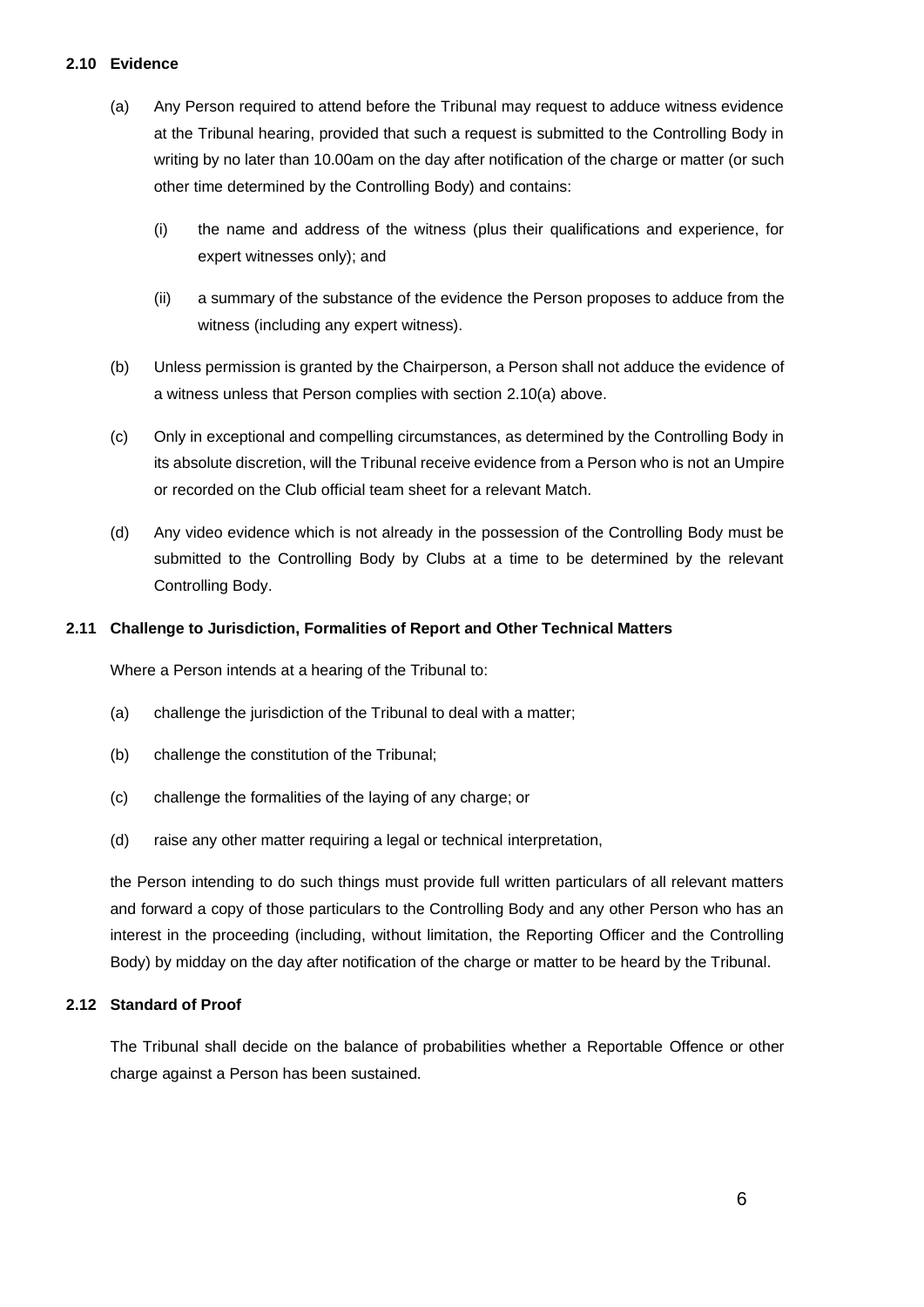### 2.10 Evidence

(a) Any Person required to attend before the Tribunal may request to adduce witness evidence at the Tribunal hearing, provided that such a request is submitted to the Controlling Body in writing by no later than 10.00am on the day after notification of the charge or matter (or such other time determined by the Controlling Body) and contains:

  (i) the name and address of the witness (plus their qualifications and experience, for expert witnesses only); and

  (ii) a summary of the substance of the evidence the Person proposes to adduce from the witness (including any expert witness).

(b) Unless permission is granted by the Chairperson, a Person shall not adduce the evidence of a witness unless that Person complies with section 2.10(a) above.

(c) Only in exceptional and compelling circumstances, as determined by the Controlling Body in its absolute discretion, will the Tribunal receive evidence from a Person who is not an Umpire or recorded on the Club official team sheet for a relevant Match.

(d) Any video evidence which is not already in the possession of the Controlling Body must be submitted to the Controlling Body by Clubs at a time to be determined by the relevant Controlling Body.

### 2.11 Challenge to Jurisdiction, Formalities of Report and Other Technical Matters

Where a Person intends at a hearing of the Tribunal to:

(a) challenge the jurisdiction of the Tribunal to deal with a matter;

(b) challenge the constitution of the Tribunal;

(c) challenge the formalities of the laying of any charge; or

(d) raise any other matter requiring a legal or technical interpretation,

the Person intending to do such things must provide full written particulars of all relevant matters and forward a copy of those particulars to the Controlling Body and any other Person who has an interest in the proceeding (including, without limitation, the Reporting Officer and the Controlling Body) by midday on the day after notification of the charge or matter to be heard by the Tribunal.

### 2.12 Standard of Proof

The Tribunal shall decide on the balance of probabilities whether a Reportable Offence or other charge against a Person has been sustained.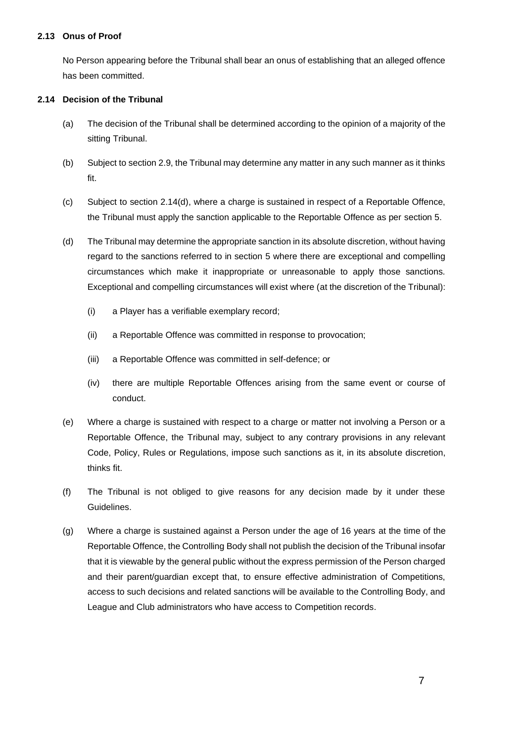### 2.13 Onus of Proof

No Person appearing before the Tribunal shall bear an onus of establishing that an alleged offence has been committed.

### 2.14 Decision of the Tribunal

(a) The decision of the Tribunal shall be determined according to the opinion of a majority of the sitting Tribunal.

(b) Subject to section 2.9, the Tribunal may determine any matter in any such manner as it thinks fit.

(c) Subject to section 2.14(d), where a charge is sustained in respect of a Reportable Offence, the Tribunal must apply the sanction applicable to the Reportable Offence as per section 5.

(d) The Tribunal may determine the appropriate sanction in its absolute discretion, without having regard to the sanctions referred to in section 5 where there are exceptional and compelling circumstances which make it inappropriate or unreasonable to apply those sanctions. Exceptional and compelling circumstances will exist where (at the discretion of the Tribunal):

  (i) a Player has a verifiable exemplary record;

  (ii) a Reportable Offence was committed in response to provocation;

  (iii) a Reportable Offence was committed in self-defence; or

  (iv) there are multiple Reportable Offences arising from the same event or course of conduct.

(e) Where a charge is sustained with respect to a charge or matter not involving a Person or a Reportable Offence, the Tribunal may, subject to any contrary provisions in any relevant Code, Policy, Rules or Regulations, impose such sanctions as it, in its absolute discretion, thinks fit.

(f) The Tribunal is not obliged to give reasons for any decision made by it under these Guidelines.

(g) Where a charge is sustained against a Person under the age of 16 years at the time of the Reportable Offence, the Controlling Body shall not publish the decision of the Tribunal insofar that it is viewable by the general public without the express permission of the Person charged and their parent/guardian except that, to ensure effective administration of Competitions, access to such decisions and related sanctions will be available to the Controlling Body, and League and Club administrators who have access to Competition records.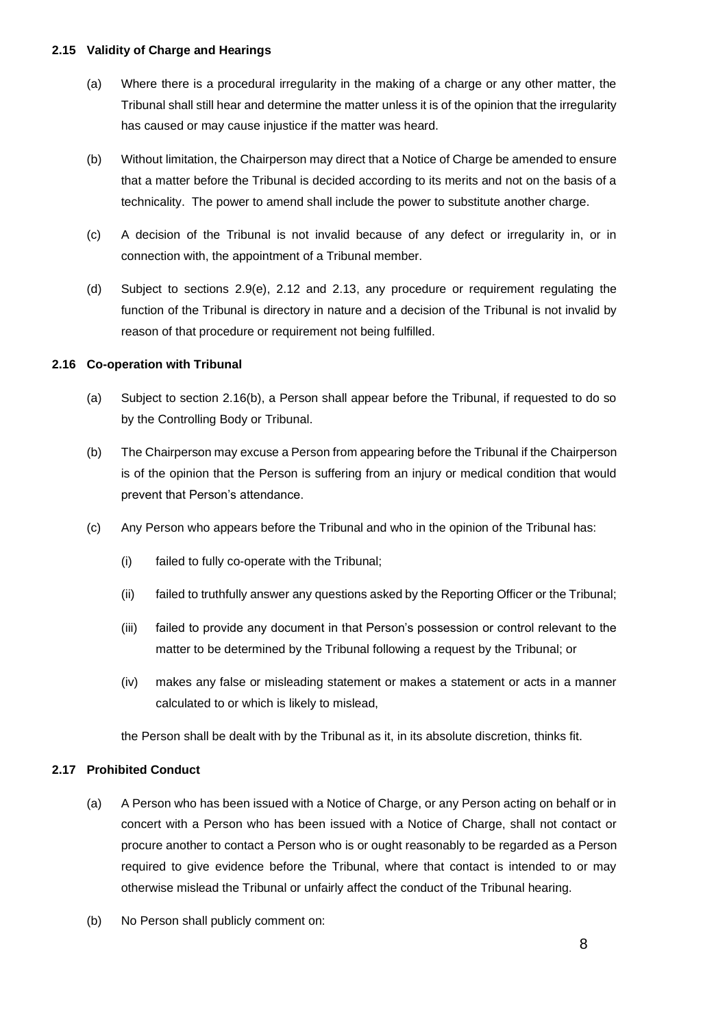### 2.15 Validity of Charge and Hearings

(a) Where there is a procedural irregularity in the making of a charge or any other matter, the Tribunal shall still hear and determine the matter unless it is of the opinion that the irregularity has caused or may cause injustice if the matter was heard.

(b) Without limitation, the Chairperson may direct that a Notice of Charge be amended to ensure that a matter before the Tribunal is decided according to its merits and not on the basis of a technicality. The power to amend shall include the power to substitute another charge.

(c) A decision of the Tribunal is not invalid because of any defect or irregularity in, or in connection with, the appointment of a Tribunal member.

(d) Subject to sections 2.9(e), 2.12 and 2.13, any procedure or requirement regulating the function of the Tribunal is directory in nature and a decision of the Tribunal is not invalid by reason of that procedure or requirement not being fulfilled.

### 2.16 Co-operation with Tribunal

(a) Subject to section 2.16(b), a Person shall appear before the Tribunal, if requested to do so by the Controlling Body or Tribunal.

(b) The Chairperson may excuse a Person from appearing before the Tribunal if the Chairperson is of the opinion that the Person is suffering from an injury or medical condition that would prevent that Person's attendance.

(c) Any Person who appears before the Tribunal and who in the opinion of the Tribunal has:

(i) failed to fully co-operate with the Tribunal;

(ii) failed to truthfully answer any questions asked by the Reporting Officer or the Tribunal;

(iii) failed to provide any document in that Person's possession or control relevant to the matter to be determined by the Tribunal following a request by the Tribunal; or

(iv) makes any false or misleading statement or makes a statement or acts in a manner calculated to or which is likely to mislead,

the Person shall be dealt with by the Tribunal as it, in its absolute discretion, thinks fit.

### 2.17 Prohibited Conduct

(a) A Person who has been issued with a Notice of Charge, or any Person acting on behalf or in concert with a Person who has been issued with a Notice of Charge, shall not contact or procure another to contact a Person who is or ought reasonably to be regarded as a Person required to give evidence before the Tribunal, where that contact is intended to or may otherwise mislead the Tribunal or unfairly affect the conduct of the Tribunal hearing.

(b) No Person shall publicly comment on: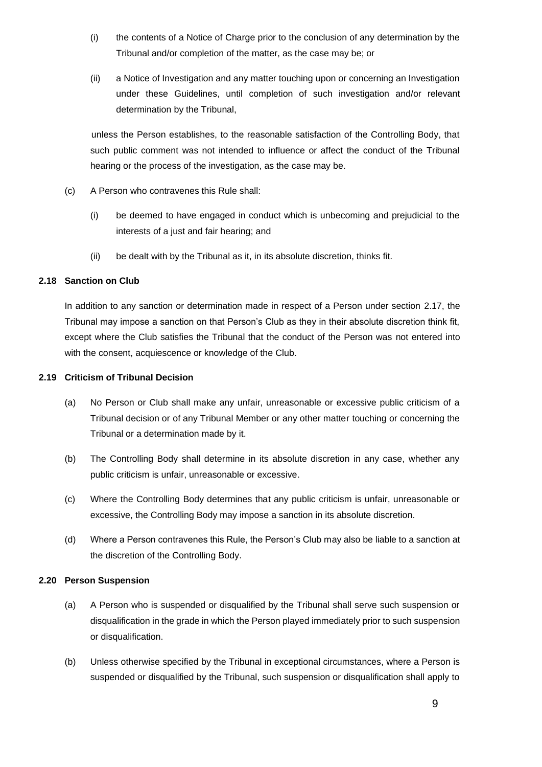(i) the contents of a Notice of Charge prior to the conclusion of any determination by the Tribunal and/or completion of the matter, as the case may be; or

(ii) a Notice of Investigation and any matter touching upon or concerning an Investigation under these Guidelines, until completion of such investigation and/or relevant determination by the Tribunal,

unless the Person establishes, to the reasonable satisfaction of the Controlling Body, that such public comment was not intended to influence or affect the conduct of the Tribunal hearing or the process of the investigation, as the case may be.

(c) A Person who contravenes this Rule shall:

(i) be deemed to have engaged in conduct which is unbecoming and prejudicial to the interests of a just and fair hearing; and

(ii) be dealt with by the Tribunal as it, in its absolute discretion, thinks fit.

**2.18 Sanction on Club**

In addition to any sanction or determination made in respect of a Person under section 2.17, the Tribunal may impose a sanction on that Person's Club as they in their absolute discretion think fit, except where the Club satisfies the Tribunal that the conduct of the Person was not entered into with the consent, acquiescence or knowledge of the Club.

**2.19 Criticism of Tribunal Decision**

(a) No Person or Club shall make any unfair, unreasonable or excessive public criticism of a Tribunal decision or of any Tribunal Member or any other matter touching or concerning the Tribunal or a determination made by it.

(b) The Controlling Body shall determine in its absolute discretion in any case, whether any public criticism is unfair, unreasonable or excessive.

(c) Where the Controlling Body determines that any public criticism is unfair, unreasonable or excessive, the Controlling Body may impose a sanction in its absolute discretion.

(d) Where a Person contravenes this Rule, the Person's Club may also be liable to a sanction at the discretion of the Controlling Body.

**2.20 Person Suspension**

(a) A Person who is suspended or disqualified by the Tribunal shall serve such suspension or disqualification in the grade in which the Person played immediately prior to such suspension or disqualification.

(b) Unless otherwise specified by the Tribunal in exceptional circumstances, where a Person is suspended or disqualified by the Tribunal, such suspension or disqualification shall apply to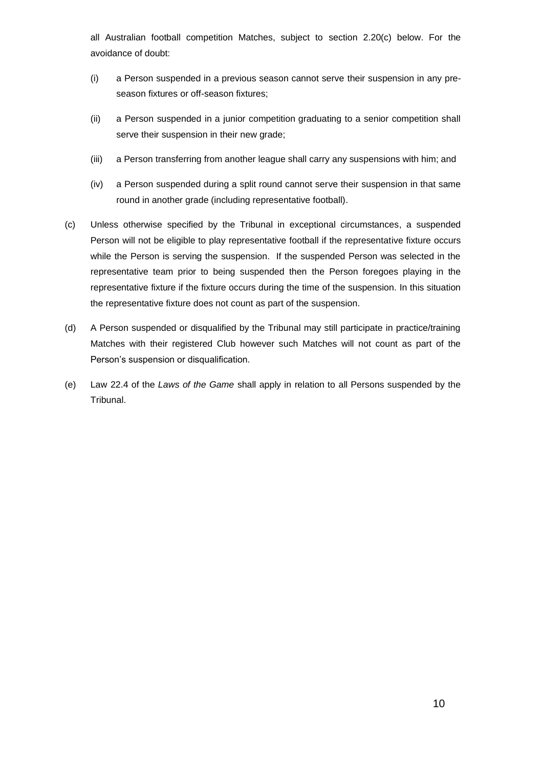all Australian football competition Matches, subject to section 2.20(c) below. For the avoidance of doubt:

(i) a Person suspended in a previous season cannot serve their suspension in any pre-season fixtures or off-season fixtures;

(ii) a Person suspended in a junior competition graduating to a senior competition shall serve their suspension in their new grade;

(iii) a Person transferring from another league shall carry any suspensions with him; and

(iv) a Person suspended during a split round cannot serve their suspension in that same round in another grade (including representative football).

(c) Unless otherwise specified by the Tribunal in exceptional circumstances, a suspended Person will not be eligible to play representative football if the representative fixture occurs while the Person is serving the suspension. If the suspended Person was selected in the representative team prior to being suspended then the Person foregoes playing in the representative fixture if the fixture occurs during the time of the suspension. In this situation the representative fixture does not count as part of the suspension.

(d) A Person suspended or disqualified by the Tribunal may still participate in practice/training Matches with their registered Club however such Matches will not count as part of the Person's suspension or disqualification.

(e) Law 22.4 of the *Laws of the Game* shall apply in relation to all Persons suspended by the Tribunal.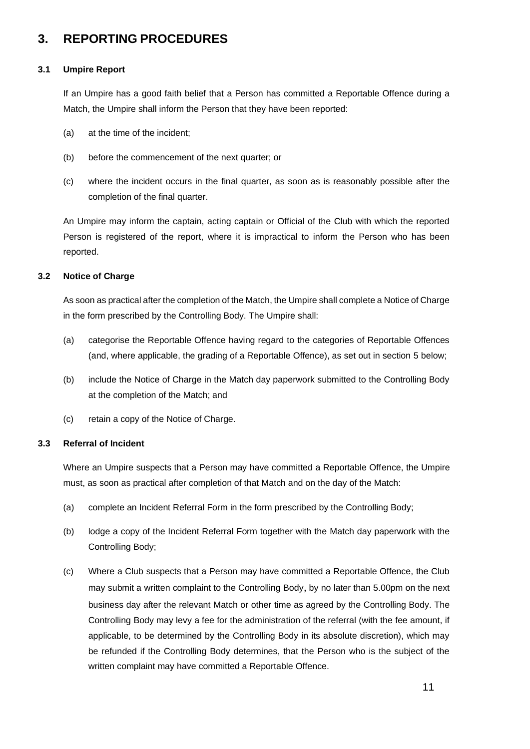# 3. REPORTING PROCEDURES

### 3.1 Umpire Report

If an Umpire has a good faith belief that a Person has committed a Reportable Offence during a Match, the Umpire shall inform the Person that they have been reported:

(a) at the time of the incident;

(b) before the commencement of the next quarter; or

(c) where the incident occurs in the final quarter, as soon as is reasonably possible after the completion of the final quarter.

An Umpire may inform the captain, acting captain or Official of the Club with which the reported Person is registered of the report, where it is impractical to inform the Person who has been reported.

### 3.2 Notice of Charge

As soon as practical after the completion of the Match, the Umpire shall complete a Notice of Charge in the form prescribed by the Controlling Body. The Umpire shall:

(a) categorise the Reportable Offence having regard to the categories of Reportable Offences (and, where applicable, the grading of a Reportable Offence), as set out in section 5 below;

(b) include the Notice of Charge in the Match day paperwork submitted to the Controlling Body at the completion of the Match; and

(c) retain a copy of the Notice of Charge.

### 3.3 Referral of Incident

Where an Umpire suspects that a Person may have committed a Reportable Offence, the Umpire must, as soon as practical after completion of that Match and on the day of the Match:

(a) complete an Incident Referral Form in the form prescribed by the Controlling Body;

(b) lodge a copy of the Incident Referral Form together with the Match day paperwork with the Controlling Body;

(c) Where a Club suspects that a Person may have committed a Reportable Offence, the Club may submit a written complaint to the Controlling Body, by no later than 5.00pm on the next business day after the relevant Match or other time as agreed by the Controlling Body. The Controlling Body may levy a fee for the administration of the referral (with the fee amount, if applicable, to be determined by the Controlling Body in its absolute discretion), which may be refunded if the Controlling Body determines, that the Person who is the subject of the written complaint may have committed a Reportable Offence.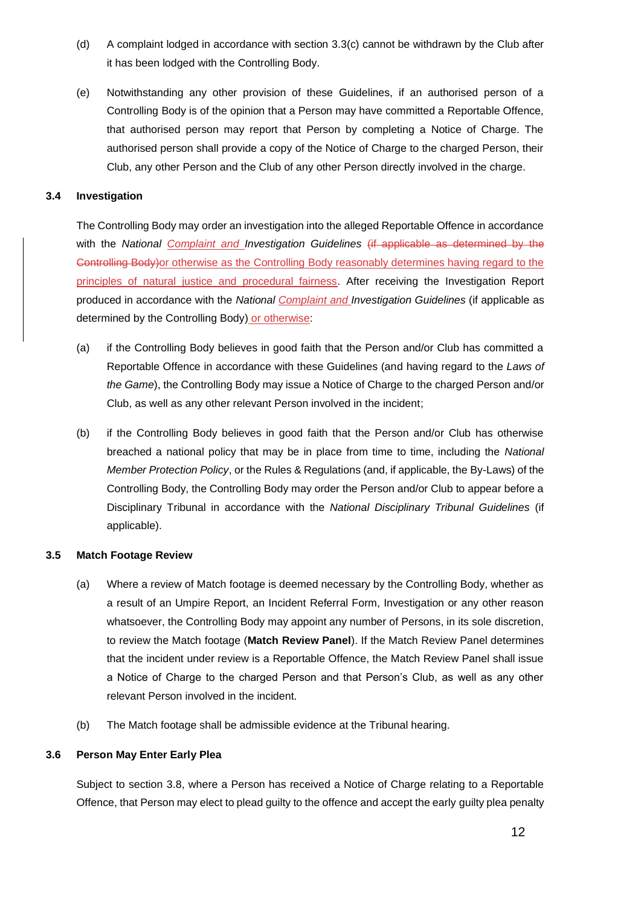(d) A complaint lodged in accordance with section 3.3(c) cannot be withdrawn by the Club after it has been lodged with the Controlling Body.

(e) Notwithstanding any other provision of these Guidelines, if an authorised person of a Controlling Body is of the opinion that a Person may have committed a Reportable Offence, that authorised person may report that Person by completing a Notice of Charge. The authorised person shall provide a copy of the Notice of Charge to the charged Person, their Club, any other Person and the Club of any other Person directly involved in the charge.

### 3.4 Investigation

The Controlling Body may order an investigation into the alleged Reportable Offence in accordance with the *National Complaint and Investigation Guidelines* ~~(if applicable as determined by the Controlling Body)~~or otherwise as the Controlling Body reasonably determines having regard to the principles of natural justice and procedural fairness. After receiving the Investigation Report produced in accordance with the *National Complaint and Investigation Guidelines* (if applicable as determined by the Controlling Body) or otherwise:

(a) if the Controlling Body believes in good faith that the Person and/or Club has committed a Reportable Offence in accordance with these Guidelines (and having regard to the *Laws of the Game*), the Controlling Body may issue a Notice of Charge to the charged Person and/or Club, as well as any other relevant Person involved in the incident;

(b) if the Controlling Body believes in good faith that the Person and/or Club has otherwise breached a national policy that may be in place from time to time, including the *National Member Protection Policy*, or the Rules & Regulations (and, if applicable, the By-Laws) of the Controlling Body, the Controlling Body may order the Person and/or Club to appear before a Disciplinary Tribunal in accordance with the *National Disciplinary Tribunal Guidelines* (if applicable).

### 3.5 Match Footage Review

(a) Where a review of Match footage is deemed necessary by the Controlling Body, whether as a result of an Umpire Report, an Incident Referral Form, Investigation or any other reason whatsoever, the Controlling Body may appoint any number of Persons, in its sole discretion, to review the Match footage (**Match Review Panel**). If the Match Review Panel determines that the incident under review is a Reportable Offence, the Match Review Panel shall issue a Notice of Charge to the charged Person and that Person's Club, as well as any other relevant Person involved in the incident.

(b) The Match footage shall be admissible evidence at the Tribunal hearing.

### 3.6 Person May Enter Early Plea

Subject to section 3.8, where a Person has received a Notice of Charge relating to a Reportable Offence, that Person may elect to plead guilty to the offence and accept the early guilty plea penalty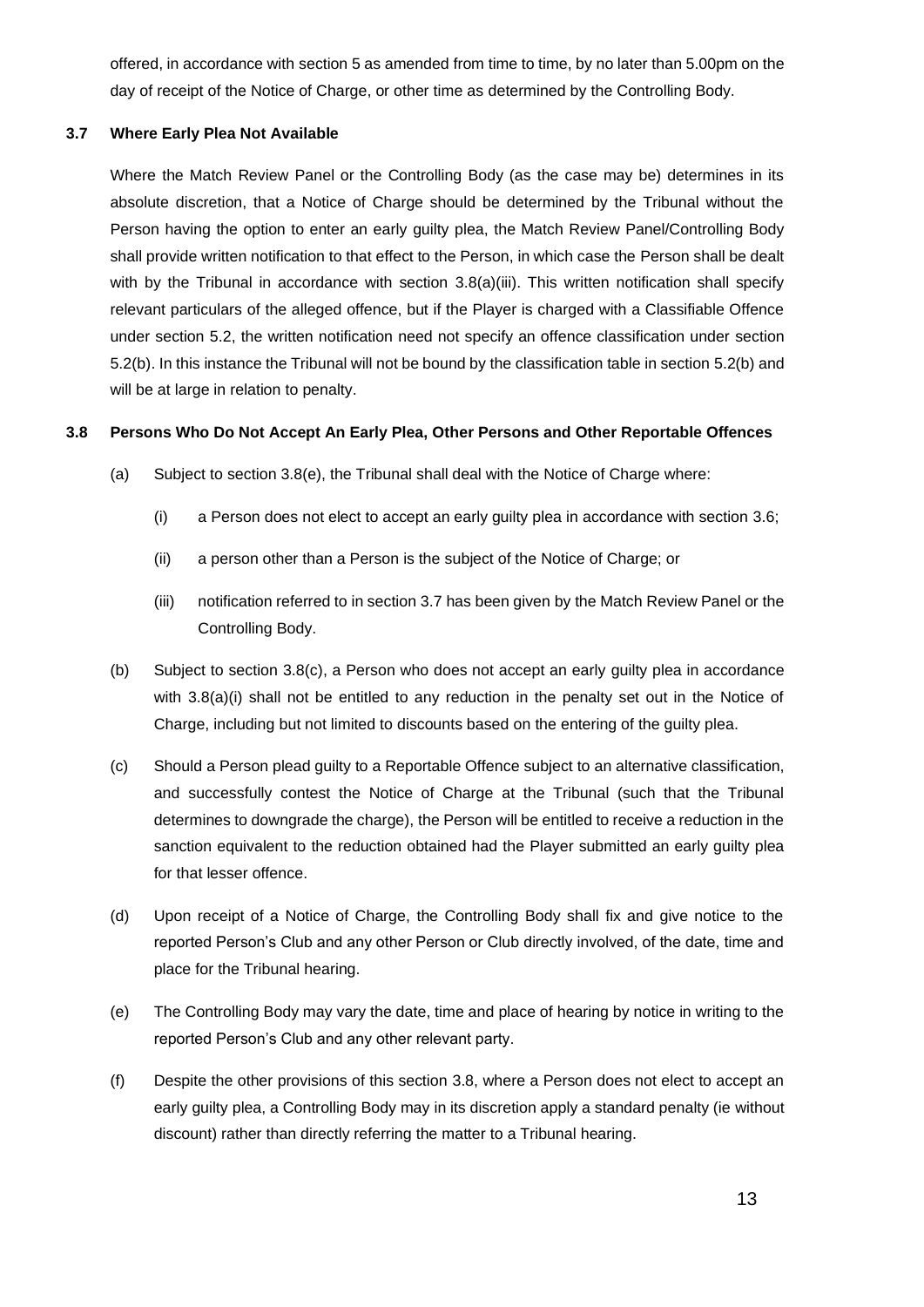offered, in accordance with section 5 as amended from time to time, by no later than 5.00pm on the day of receipt of the Notice of Charge, or other time as determined by the Controlling Body.

### 3.7 Where Early Plea Not Available

Where the Match Review Panel or the Controlling Body (as the case may be) determines in its absolute discretion, that a Notice of Charge should be determined by the Tribunal without the Person having the option to enter an early guilty plea, the Match Review Panel/Controlling Body shall provide written notification to that effect to the Person, in which case the Person shall be dealt with by the Tribunal in accordance with section 3.8(a)(iii). This written notification shall specify relevant particulars of the alleged offence, but if the Player is charged with a Classifiable Offence under section 5.2, the written notification need not specify an offence classification under section 5.2(b). In this instance the Tribunal will not be bound by the classification table in section 5.2(b) and will be at large in relation to penalty.

### 3.8 Persons Who Do Not Accept An Early Plea, Other Persons and Other Reportable Offences

(a) Subject to section 3.8(e), the Tribunal shall deal with the Notice of Charge where:

   (i) a Person does not elect to accept an early guilty plea in accordance with section 3.6;

   (ii) a person other than a Person is the subject of the Notice of Charge; or

   (iii) notification referred to in section 3.7 has been given by the Match Review Panel or the Controlling Body.

(b) Subject to section 3.8(c), a Person who does not accept an early guilty plea in accordance with 3.8(a)(i) shall not be entitled to any reduction in the penalty set out in the Notice of Charge, including but not limited to discounts based on the entering of the guilty plea.

(c) Should a Person plead guilty to a Reportable Offence subject to an alternative classification, and successfully contest the Notice of Charge at the Tribunal (such that the Tribunal determines to downgrade the charge), the Person will be entitled to receive a reduction in the sanction equivalent to the reduction obtained had the Player submitted an early guilty plea for that lesser offence.

(d) Upon receipt of a Notice of Charge, the Controlling Body shall fix and give notice to the reported Person's Club and any other Person or Club directly involved, of the date, time and place for the Tribunal hearing.

(e) The Controlling Body may vary the date, time and place of hearing by notice in writing to the reported Person's Club and any other relevant party.

(f) Despite the other provisions of this section 3.8, where a Person does not elect to accept an early guilty plea, a Controlling Body may in its discretion apply a standard penalty (ie without discount) rather than directly referring the matter to a Tribunal hearing.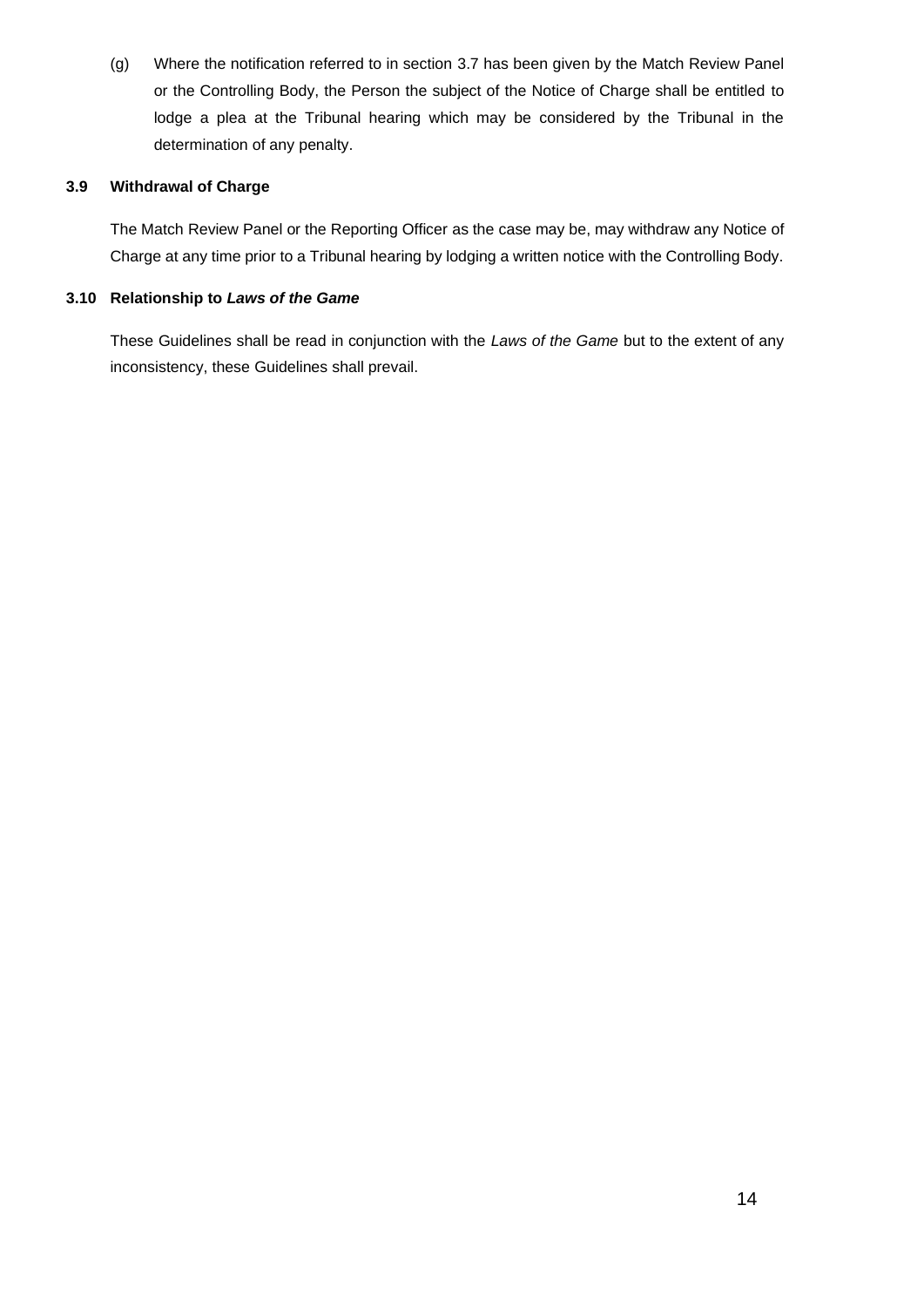(g) Where the notification referred to in section 3.7 has been given by the Match Review Panel or the Controlling Body, the Person the subject of the Notice of Charge shall be entitled to lodge a plea at the Tribunal hearing which may be considered by the Tribunal in the determination of any penalty.

### 3.9 Withdrawal of Charge

The Match Review Panel or the Reporting Officer as the case may be, may withdraw any Notice of Charge at any time prior to a Tribunal hearing by lodging a written notice with the Controlling Body.

### 3.10 Relationship to *Laws of the Game*

These Guidelines shall be read in conjunction with the *Laws of the Game* but to the extent of any inconsistency, these Guidelines shall prevail.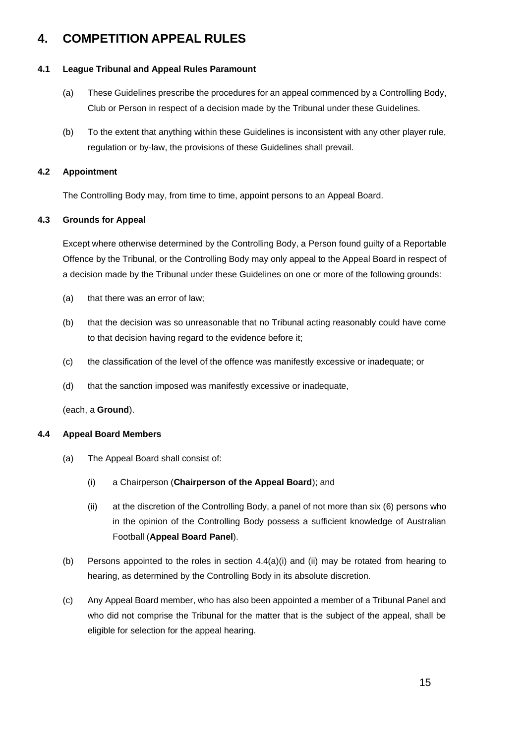# 4. COMPETITION APPEAL RULES

### 4.1 League Tribunal and Appeal Rules Paramount

(a) These Guidelines prescribe the procedures for an appeal commenced by a Controlling Body, Club or Person in respect of a decision made by the Tribunal under these Guidelines.

(b) To the extent that anything within these Guidelines is inconsistent with any other player rule, regulation or by-law, the provisions of these Guidelines shall prevail.

### 4.2 Appointment

The Controlling Body may, from time to time, appoint persons to an Appeal Board.

### 4.3 Grounds for Appeal

Except where otherwise determined by the Controlling Body, a Person found guilty of a Reportable Offence by the Tribunal, or the Controlling Body may only appeal to the Appeal Board in respect of a decision made by the Tribunal under these Guidelines on one or more of the following grounds:

(a) that there was an error of law;

(b) that the decision was so unreasonable that no Tribunal acting reasonably could have come to that decision having regard to the evidence before it;

(c) the classification of the level of the offence was manifestly excessive or inadequate; or

(d) that the sanction imposed was manifestly excessive or inadequate,

(each, a **Ground**).

### 4.4 Appeal Board Members

(a) The Appeal Board shall consist of:

(i) a Chairperson (**Chairperson of the Appeal Board**); and

(ii) at the discretion of the Controlling Body, a panel of not more than six (6) persons who in the opinion of the Controlling Body possess a sufficient knowledge of Australian Football (**Appeal Board Panel**).

(b) Persons appointed to the roles in section 4.4(a)(i) and (ii) may be rotated from hearing to hearing, as determined by the Controlling Body in its absolute discretion.

(c) Any Appeal Board member, who has also been appointed a member of a Tribunal Panel and who did not comprise the Tribunal for the matter that is the subject of the appeal, shall be eligible for selection for the appeal hearing.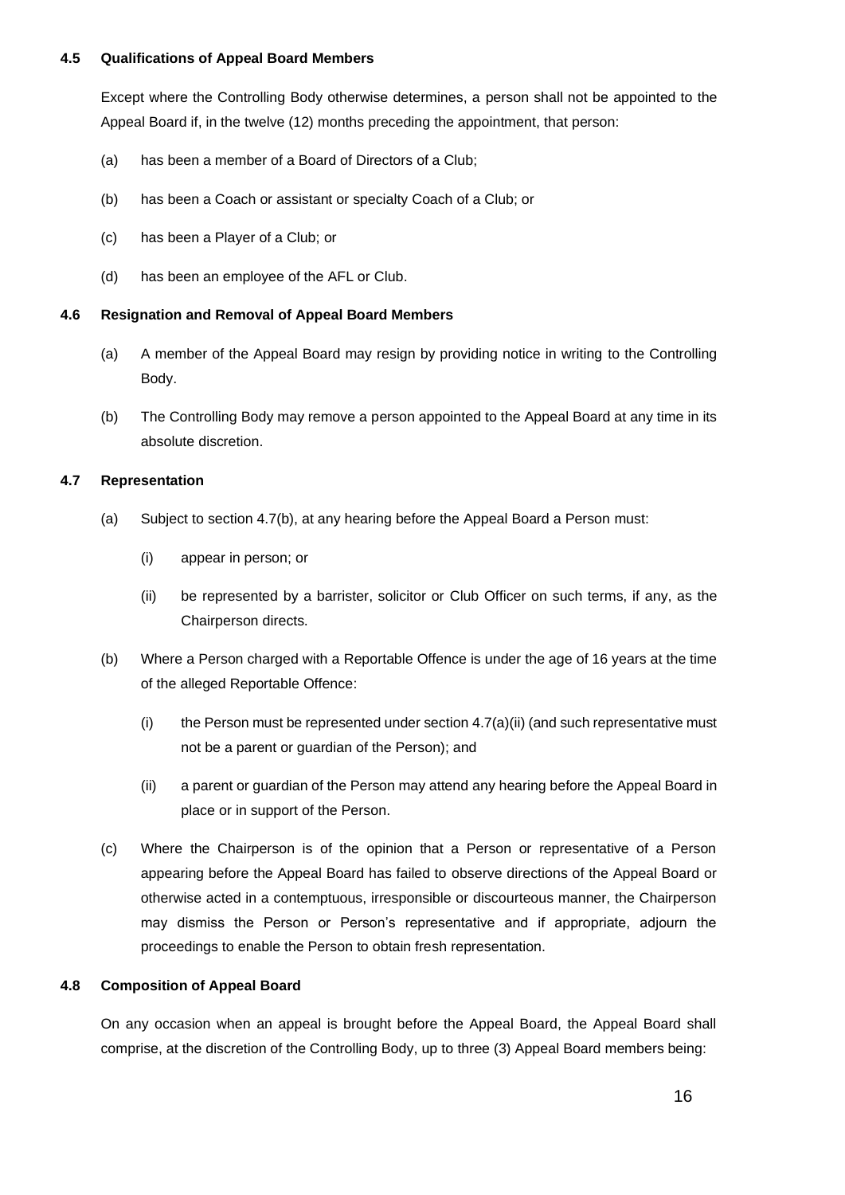### 4.5 Qualifications of Appeal Board Members

Except where the Controlling Body otherwise determines, a person shall not be appointed to the Appeal Board if, in the twelve (12) months preceding the appointment, that person:

(a) has been a member of a Board of Directors of a Club;

(b) has been a Coach or assistant or specialty Coach of a Club; or

(c) has been a Player of a Club; or

(d) has been an employee of the AFL or Club.

### 4.6 Resignation and Removal of Appeal Board Members

(a) A member of the Appeal Board may resign by providing notice in writing to the Controlling Body.

(b) The Controlling Body may remove a person appointed to the Appeal Board at any time in its absolute discretion.

### 4.7 Representation

(a) Subject to section 4.7(b), at any hearing before the Appeal Board a Person must:

  (i) appear in person; or

  (ii) be represented by a barrister, solicitor or Club Officer on such terms, if any, as the Chairperson directs.

(b) Where a Person charged with a Reportable Offence is under the age of 16 years at the time of the alleged Reportable Offence:

  (i) the Person must be represented under section 4.7(a)(ii) (and such representative must not be a parent or guardian of the Person); and

  (ii) a parent or guardian of the Person may attend any hearing before the Appeal Board in place or in support of the Person.

(c) Where the Chairperson is of the opinion that a Person or representative of a Person appearing before the Appeal Board has failed to observe directions of the Appeal Board or otherwise acted in a contemptuous, irresponsible or discourteous manner, the Chairperson may dismiss the Person or Person's representative and if appropriate, adjourn the proceedings to enable the Person to obtain fresh representation.

### 4.8 Composition of Appeal Board

On any occasion when an appeal is brought before the Appeal Board, the Appeal Board shall comprise, at the discretion of the Controlling Body, up to three (3) Appeal Board members being: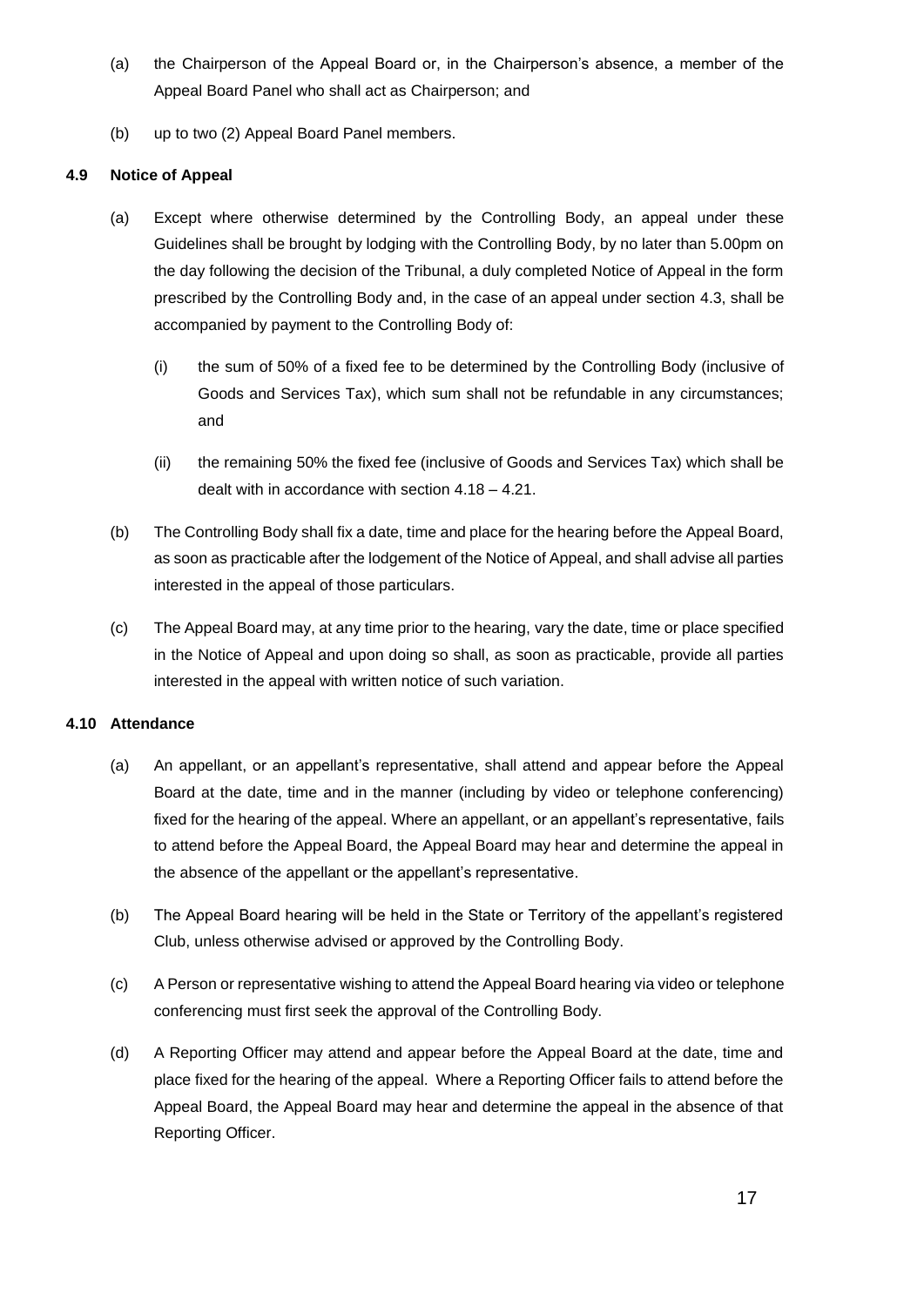(a) the Chairperson of the Appeal Board or, in the Chairperson's absence, a member of the Appeal Board Panel who shall act as Chairperson; and

(b) up to two (2) Appeal Board Panel members.

#### 4.9 Notice of Appeal

(a) Except where otherwise determined by the Controlling Body, an appeal under these Guidelines shall be brought by lodging with the Controlling Body, by no later than 5.00pm on the day following the decision of the Tribunal, a duly completed Notice of Appeal in the form prescribed by the Controlling Body and, in the case of an appeal under section 4.3, shall be accompanied by payment to the Controlling Body of:

  (i) the sum of 50% of a fixed fee to be determined by the Controlling Body (inclusive of Goods and Services Tax), which sum shall not be refundable in any circumstances; and

  (ii) the remaining 50% the fixed fee (inclusive of Goods and Services Tax) which shall be dealt with in accordance with section 4.18 – 4.21.

(b) The Controlling Body shall fix a date, time and place for the hearing before the Appeal Board, as soon as practicable after the lodgement of the Notice of Appeal, and shall advise all parties interested in the appeal of those particulars.

(c) The Appeal Board may, at any time prior to the hearing, vary the date, time or place specified in the Notice of Appeal and upon doing so shall, as soon as practicable, provide all parties interested in the appeal with written notice of such variation.

#### 4.10 Attendance

(a) An appellant, or an appellant's representative, shall attend and appear before the Appeal Board at the date, time and in the manner (including by video or telephone conferencing) fixed for the hearing of the appeal. Where an appellant, or an appellant's representative, fails to attend before the Appeal Board, the Appeal Board may hear and determine the appeal in the absence of the appellant or the appellant's representative.

(b) The Appeal Board hearing will be held in the State or Territory of the appellant's registered Club, unless otherwise advised or approved by the Controlling Body.

(c) A Person or representative wishing to attend the Appeal Board hearing via video or telephone conferencing must first seek the approval of the Controlling Body.

(d) A Reporting Officer may attend and appear before the Appeal Board at the date, time and place fixed for the hearing of the appeal. Where a Reporting Officer fails to attend before the Appeal Board, the Appeal Board may hear and determine the appeal in the absence of that Reporting Officer.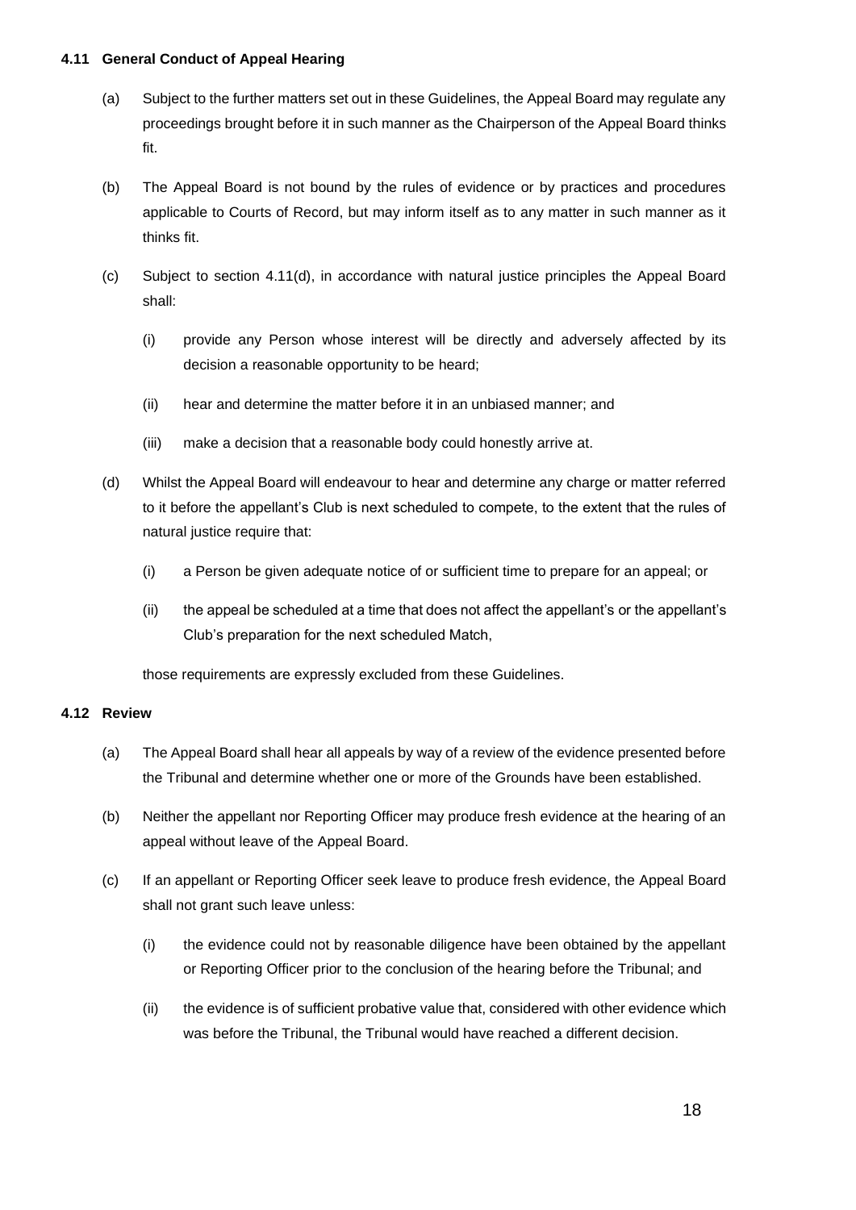### 4.11 General Conduct of Appeal Hearing

(a) Subject to the further matters set out in these Guidelines, the Appeal Board may regulate any proceedings brought before it in such manner as the Chairperson of the Appeal Board thinks fit.

(b) The Appeal Board is not bound by the rules of evidence or by practices and procedures applicable to Courts of Record, but may inform itself as to any matter in such manner as it thinks fit.

(c) Subject to section 4.11(d), in accordance with natural justice principles the Appeal Board shall:

(i) provide any Person whose interest will be directly and adversely affected by its decision a reasonable opportunity to be heard;

(ii) hear and determine the matter before it in an unbiased manner; and

(iii) make a decision that a reasonable body could honestly arrive at.

(d) Whilst the Appeal Board will endeavour to hear and determine any charge or matter referred to it before the appellant's Club is next scheduled to compete, to the extent that the rules of natural justice require that:

(i) a Person be given adequate notice of or sufficient time to prepare for an appeal; or

(ii) the appeal be scheduled at a time that does not affect the appellant's or the appellant's Club's preparation for the next scheduled Match,

those requirements are expressly excluded from these Guidelines.

### 4.12 Review

(a) The Appeal Board shall hear all appeals by way of a review of the evidence presented before the Tribunal and determine whether one or more of the Grounds have been established.

(b) Neither the appellant nor Reporting Officer may produce fresh evidence at the hearing of an appeal without leave of the Appeal Board.

(c) If an appellant or Reporting Officer seek leave to produce fresh evidence, the Appeal Board shall not grant such leave unless:

(i) the evidence could not by reasonable diligence have been obtained by the appellant or Reporting Officer prior to the conclusion of the hearing before the Tribunal; and

(ii) the evidence is of sufficient probative value that, considered with other evidence which was before the Tribunal, the Tribunal would have reached a different decision.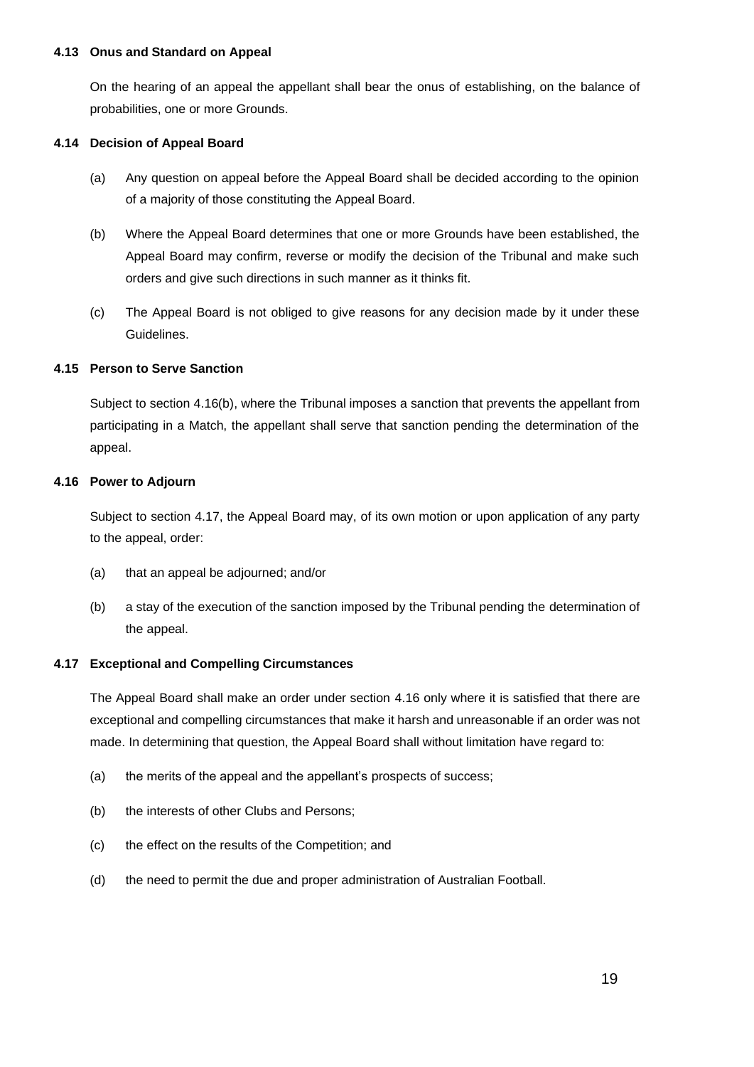### 4.13 Onus and Standard on Appeal

On the hearing of an appeal the appellant shall bear the onus of establishing, on the balance of probabilities, one or more Grounds.

### 4.14 Decision of Appeal Board

(a) Any question on appeal before the Appeal Board shall be decided according to the opinion of a majority of those constituting the Appeal Board.

(b) Where the Appeal Board determines that one or more Grounds have been established, the Appeal Board may confirm, reverse or modify the decision of the Tribunal and make such orders and give such directions in such manner as it thinks fit.

(c) The Appeal Board is not obliged to give reasons for any decision made by it under these Guidelines.

### 4.15 Person to Serve Sanction

Subject to section 4.16(b), where the Tribunal imposes a sanction that prevents the appellant from participating in a Match, the appellant shall serve that sanction pending the determination of the appeal.

### 4.16 Power to Adjourn

Subject to section 4.17, the Appeal Board may, of its own motion or upon application of any party to the appeal, order:

(a) that an appeal be adjourned; and/or

(b) a stay of the execution of the sanction imposed by the Tribunal pending the determination of the appeal.

### 4.17 Exceptional and Compelling Circumstances

The Appeal Board shall make an order under section 4.16 only where it is satisfied that there are exceptional and compelling circumstances that make it harsh and unreasonable if an order was not made. In determining that question, the Appeal Board shall without limitation have regard to:

(a) the merits of the appeal and the appellant's prospects of success;

(b) the interests of other Clubs and Persons;

(c) the effect on the results of the Competition; and

(d) the need to permit the due and proper administration of Australian Football.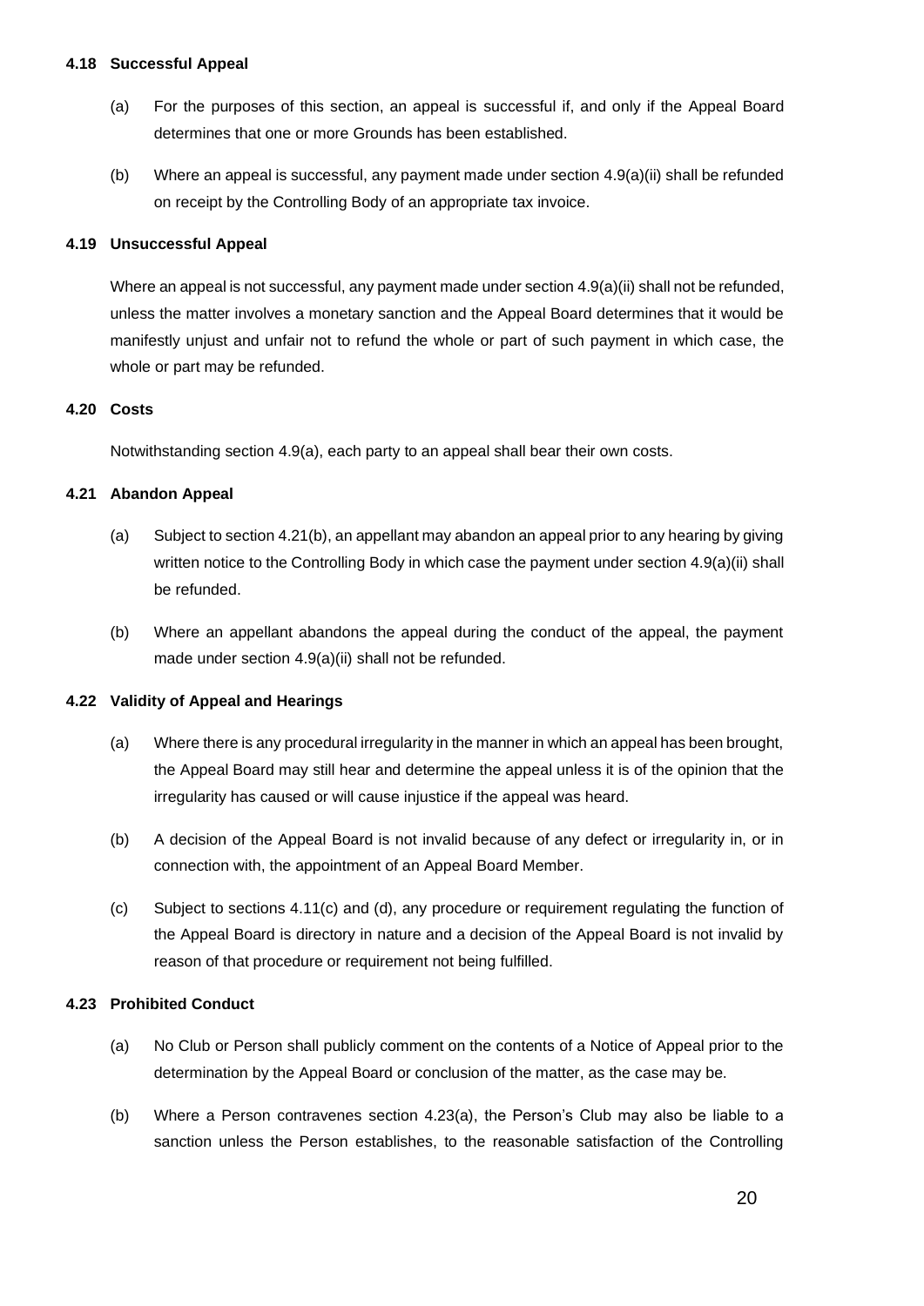### 4.18 Successful Appeal

(a) For the purposes of this section, an appeal is successful if, and only if the Appeal Board determines that one or more Grounds has been established.

(b) Where an appeal is successful, any payment made under section 4.9(a)(ii) shall be refunded on receipt by the Controlling Body of an appropriate tax invoice.

### 4.19 Unsuccessful Appeal

Where an appeal is not successful, any payment made under section 4.9(a)(ii) shall not be refunded, unless the matter involves a monetary sanction and the Appeal Board determines that it would be manifestly unjust and unfair not to refund the whole or part of such payment in which case, the whole or part may be refunded.

### 4.20 Costs

Notwithstanding section 4.9(a), each party to an appeal shall bear their own costs.

### 4.21 Abandon Appeal

(a) Subject to section 4.21(b), an appellant may abandon an appeal prior to any hearing by giving written notice to the Controlling Body in which case the payment under section 4.9(a)(ii) shall be refunded.

(b) Where an appellant abandons the appeal during the conduct of the appeal, the payment made under section 4.9(a)(ii) shall not be refunded.

### 4.22 Validity of Appeal and Hearings

(a) Where there is any procedural irregularity in the manner in which an appeal has been brought, the Appeal Board may still hear and determine the appeal unless it is of the opinion that the irregularity has caused or will cause injustice if the appeal was heard.

(b) A decision of the Appeal Board is not invalid because of any defect or irregularity in, or in connection with, the appointment of an Appeal Board Member.

(c) Subject to sections 4.11(c) and (d), any procedure or requirement regulating the function of the Appeal Board is directory in nature and a decision of the Appeal Board is not invalid by reason of that procedure or requirement not being fulfilled.

### 4.23 Prohibited Conduct

(a) No Club or Person shall publicly comment on the contents of a Notice of Appeal prior to the determination by the Appeal Board or conclusion of the matter, as the case may be.

(b) Where a Person contravenes section 4.23(a), the Person's Club may also be liable to a sanction unless the Person establishes, to the reasonable satisfaction of the Controlling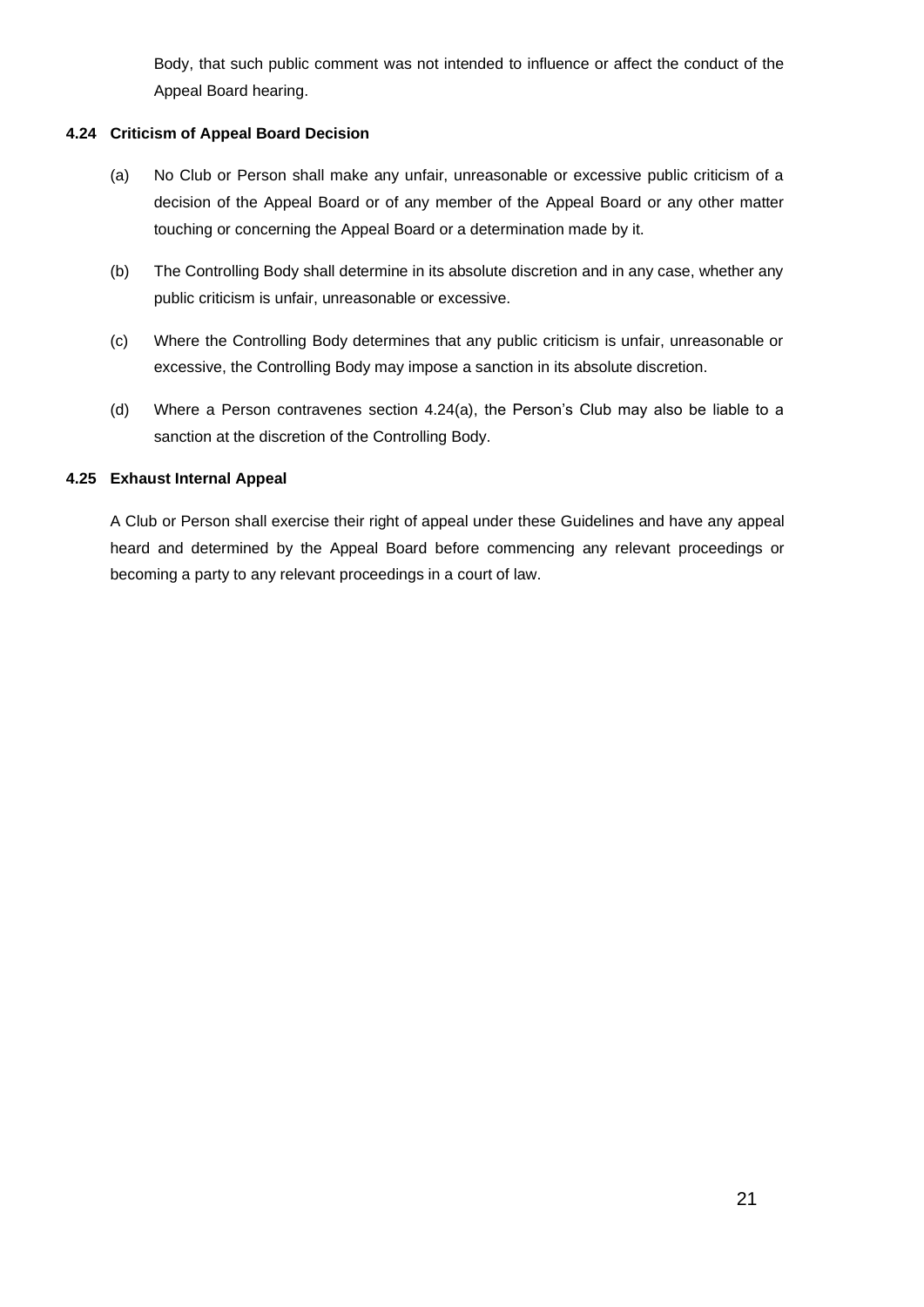Body, that such public comment was not intended to influence or affect the conduct of the Appeal Board hearing.

### 4.24 Criticism of Appeal Board Decision

(a) No Club or Person shall make any unfair, unreasonable or excessive public criticism of a decision of the Appeal Board or of any member of the Appeal Board or any other matter touching or concerning the Appeal Board or a determination made by it.

(b) The Controlling Body shall determine in its absolute discretion and in any case, whether any public criticism is unfair, unreasonable or excessive.

(c) Where the Controlling Body determines that any public criticism is unfair, unreasonable or excessive, the Controlling Body may impose a sanction in its absolute discretion.

(d) Where a Person contravenes section 4.24(a), the Person's Club may also be liable to a sanction at the discretion of the Controlling Body.

### 4.25 Exhaust Internal Appeal

A Club or Person shall exercise their right of appeal under these Guidelines and have any appeal heard and determined by the Appeal Board before commencing any relevant proceedings or becoming a party to any relevant proceedings in a court of law.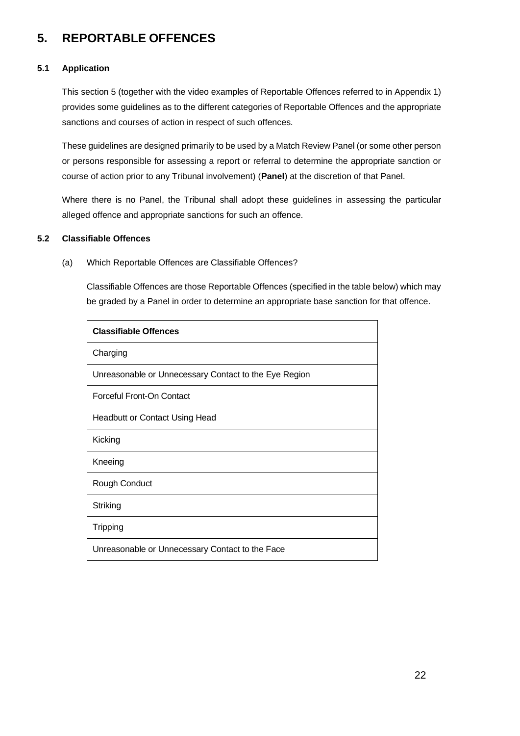# 5. REPORTABLE OFFENCES

### 5.1 Application

This section 5 (together with the video examples of Reportable Offences referred to in Appendix 1) provides some guidelines as to the different categories of Reportable Offences and the appropriate sanctions and courses of action in respect of such offences.

These guidelines are designed primarily to be used by a Match Review Panel (or some other person or persons responsible for assessing a report or referral to determine the appropriate sanction or course of action prior to any Tribunal involvement) (**Panel**) at the discretion of that Panel.

Where there is no Panel, the Tribunal shall adopt these guidelines in assessing the particular alleged offence and appropriate sanctions for such an offence.

### 5.2 Classifiable Offences

(a) Which Reportable Offences are Classifiable Offences?

Classifiable Offences are those Reportable Offences (specified in the table below) which may be graded by a Panel in order to determine an appropriate base sanction for that offence.

| **Classifiable Offences** |
|---|
| Charging |
| Unreasonable or Unnecessary Contact to the Eye Region |
| Forceful Front-On Contact |
| Headbutt or Contact Using Head |
| Kicking |
| Kneeing |
| Rough Conduct |
| Striking |
| Tripping |
| Unreasonable or Unnecessary Contact to the Face |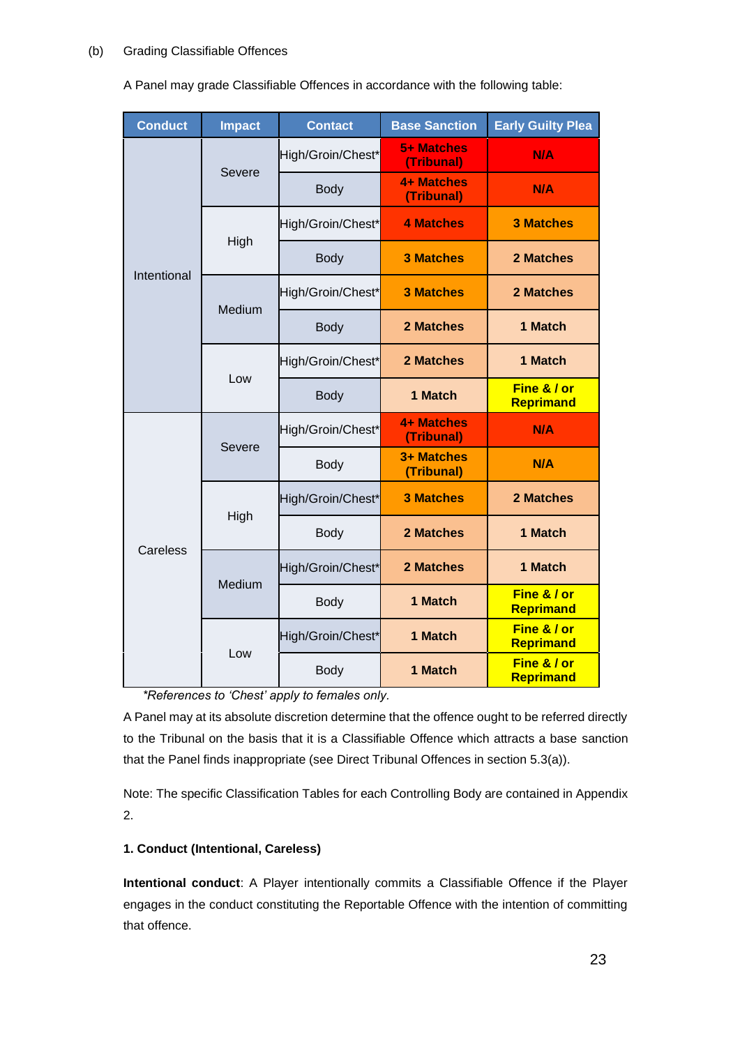(b) Grading Classifiable Offences

A Panel may grade Classifiable Offences in accordance with the following table:

| Conduct | Impact | Contact | Base Sanction | Early Guilty Plea |
|---|---|---|---|---|
| Intentional | Severe | High/Groin/Chest* | **5+ Matches (Tribunal)** | **N/A** |
| | | Body | **4+ Matches (Tribunal)** | **N/A** |
| | High | High/Groin/Chest* | **4 Matches** | **3 Matches** |
| | | Body | **3 Matches** | **2 Matches** |
| | Medium | High/Groin/Chest* | **3 Matches** | **2 Matches** |
| | | Body | **2 Matches** | **1 Match** |
| | Low | High/Groin/Chest* | **2 Matches** | **1 Match** |
| | | Body | **1 Match** | **Fine & / or Reprimand** |
| Careless | Severe | High/Groin/Chest* | **4+ Matches (Tribunal)** | **N/A** |
| | | Body | **3+ Matches (Tribunal)** | **N/A** |
| | High | High/Groin/Chest* | **3 Matches** | **2 Matches** |
| | | Body | **2 Matches** | **1 Match** |
| | Medium | High/Groin/Chest* | **2 Matches** | **1 Match** |
| | | Body | **1 Match** | **Fine & / or Reprimand** |
| | Low | High/Groin/Chest* | **1 Match** | **Fine & / or Reprimand** |
| | | Body | **1 Match** | **Fine & / or Reprimand** |

*\*References to 'Chest' apply to females only.*

A Panel may at its absolute discretion determine that the offence ought to be referred directly to the Tribunal on the basis that it is a Classifiable Offence which attracts a base sanction that the Panel finds inappropriate (see Direct Tribunal Offences in section 5.3(a)).

Note: The specific Classification Tables for each Controlling Body are contained in Appendix 2.

**1. Conduct (Intentional, Careless)**

**Intentional conduct**: A Player intentionally commits a Classifiable Offence if the Player engages in the conduct constituting the Reportable Offence with the intention of committing that offence.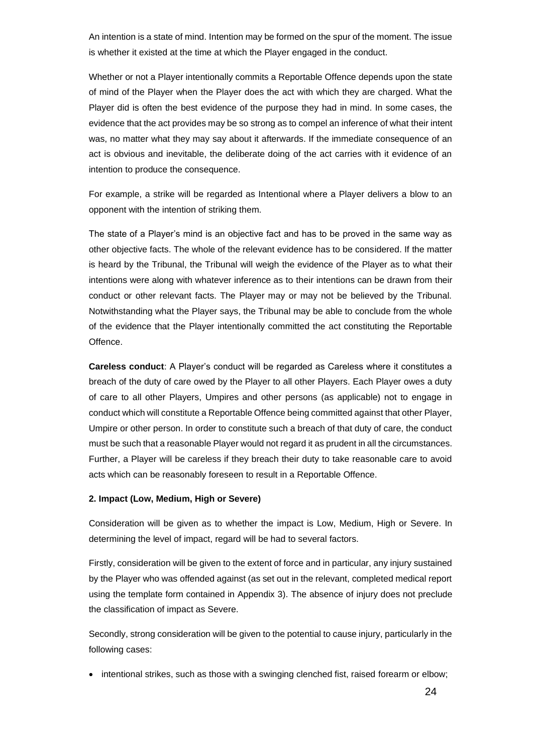An intention is a state of mind. Intention may be formed on the spur of the moment. The issue is whether it existed at the time at which the Player engaged in the conduct.

Whether or not a Player intentionally commits a Reportable Offence depends upon the state of mind of the Player when the Player does the act with which they are charged. What the Player did is often the best evidence of the purpose they had in mind. In some cases, the evidence that the act provides may be so strong as to compel an inference of what their intent was, no matter what they may say about it afterwards. If the immediate consequence of an act is obvious and inevitable, the deliberate doing of the act carries with it evidence of an intention to produce the consequence.

For example, a strike will be regarded as Intentional where a Player delivers a blow to an opponent with the intention of striking them.

The state of a Player's mind is an objective fact and has to be proved in the same way as other objective facts. The whole of the relevant evidence has to be considered. If the matter is heard by the Tribunal, the Tribunal will weigh the evidence of the Player as to what their intentions were along with whatever inference as to their intentions can be drawn from their conduct or other relevant facts. The Player may or may not be believed by the Tribunal. Notwithstanding what the Player says, the Tribunal may be able to conclude from the whole of the evidence that the Player intentionally committed the act constituting the Reportable Offence.

**Careless conduct**: A Player's conduct will be regarded as Careless where it constitutes a breach of the duty of care owed by the Player to all other Players. Each Player owes a duty of care to all other Players, Umpires and other persons (as applicable) not to engage in conduct which will constitute a Reportable Offence being committed against that other Player, Umpire or other person. In order to constitute such a breach of that duty of care, the conduct must be such that a reasonable Player would not regard it as prudent in all the circumstances. Further, a Player will be careless if they breach their duty to take reasonable care to avoid acts which can be reasonably foreseen to result in a Reportable Offence.

**2. Impact (Low, Medium, High or Severe)**

Consideration will be given as to whether the impact is Low, Medium, High or Severe. In determining the level of impact, regard will be had to several factors.

Firstly, consideration will be given to the extent of force and in particular, any injury sustained by the Player who was offended against (as set out in the relevant, completed medical report using the template form contained in Appendix 3). The absence of injury does not preclude the classification of impact as Severe.

Secondly, strong consideration will be given to the potential to cause injury, particularly in the following cases:

- intentional strikes, such as those with a swinging clenched fist, raised forearm or elbow;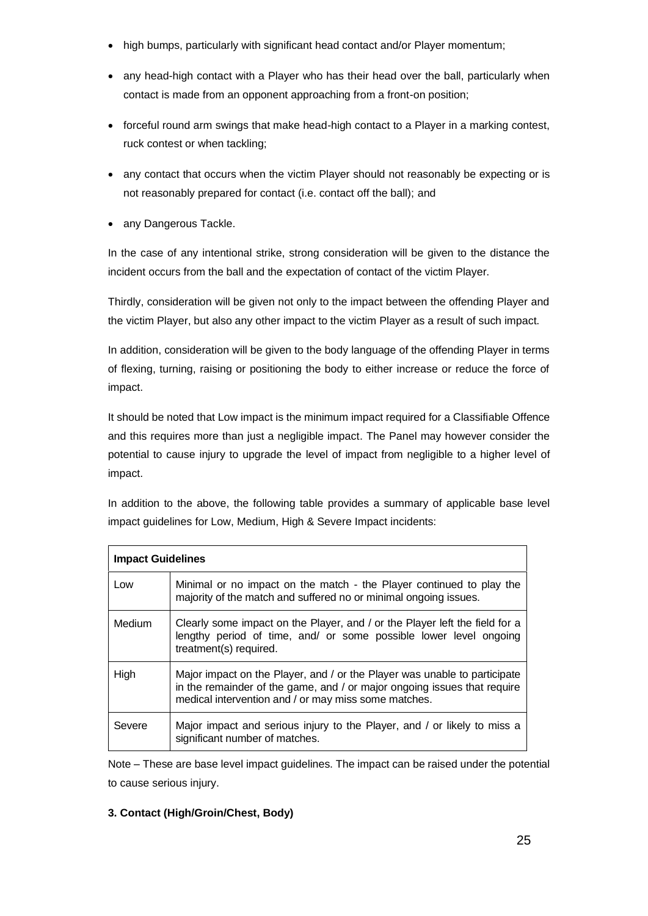- high bumps, particularly with significant head contact and/or Player momentum;
- any head-high contact with a Player who has their head over the ball, particularly when contact is made from an opponent approaching from a front-on position;
- forceful round arm swings that make head-high contact to a Player in a marking contest, ruck contest or when tackling;
- any contact that occurs when the victim Player should not reasonably be expecting or is not reasonably prepared for contact (i.e. contact off the ball); and
- any Dangerous Tackle.

In the case of any intentional strike, strong consideration will be given to the distance the incident occurs from the ball and the expectation of contact of the victim Player.

Thirdly, consideration will be given not only to the impact between the offending Player and the victim Player, but also any other impact to the victim Player as a result of such impact.

In addition, consideration will be given to the body language of the offending Player in terms of flexing, turning, raising or positioning the body to either increase or reduce the force of impact.

It should be noted that Low impact is the minimum impact required for a Classifiable Offence and this requires more than just a negligible impact. The Panel may however consider the potential to cause injury to upgrade the level of impact from negligible to a higher level of impact.

In addition to the above, the following table provides a summary of applicable base level impact guidelines for Low, Medium, High & Severe Impact incidents:

| **Impact Guidelines** | |
|---|---|
| Low | Minimal or no impact on the match - the Player continued to play the majority of the match and suffered no or minimal ongoing issues. |
| Medium | Clearly some impact on the Player, and / or the Player left the field for a lengthy period of time, and/ or some possible lower level ongoing treatment(s) required. |
| High | Major impact on the Player, and / or the Player was unable to participate in the remainder of the game, and / or major ongoing issues that require medical intervention and / or may miss some matches. |
| Severe | Major impact and serious injury to the Player, and / or likely to miss a significant number of matches. |

Note – These are base level impact guidelines. The impact can be raised under the potential to cause serious injury.

**3. Contact (High/Groin/Chest, Body)**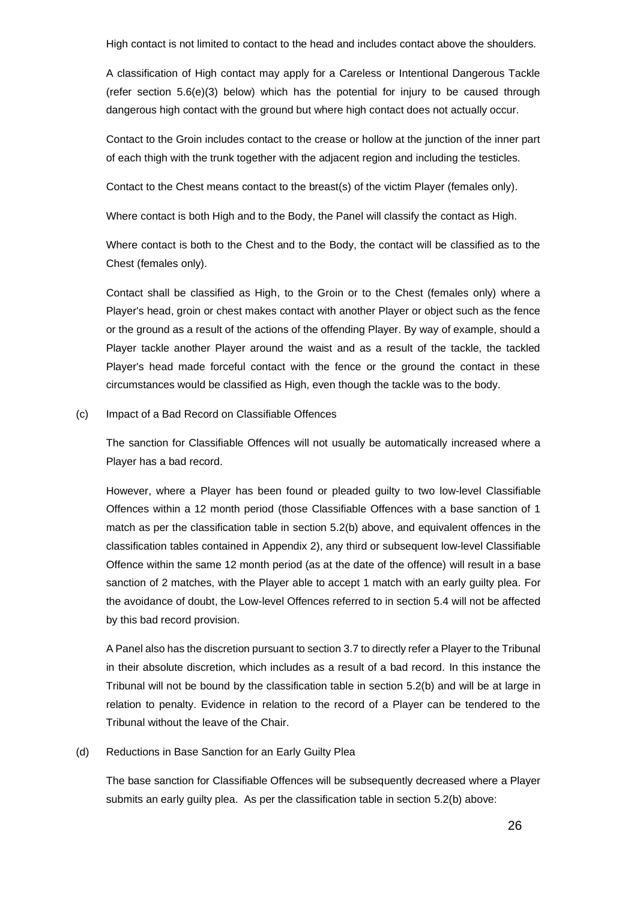High contact is not limited to contact to the head and includes contact above the shoulders.

A classification of High contact may apply for a Careless or Intentional Dangerous Tackle (refer section 5.6(e)(3) below) which has the potential for injury to be caused through dangerous high contact with the ground but where high contact does not actually occur.

Contact to the Groin includes contact to the crease or hollow at the junction of the inner part of each thigh with the trunk together with the adjacent region and including the testicles.

Contact to the Chest means contact to the breast(s) of the victim Player (females only).

Where contact is both High and to the Body, the Panel will classify the contact as High.

Where contact is both to the Chest and to the Body, the contact will be classified as to the Chest (females only).

Contact shall be classified as High, to the Groin or to the Chest (females only) where a Player's head, groin or chest makes contact with another Player or object such as the fence or the ground as a result of the actions of the offending Player. By way of example, should a Player tackle another Player around the waist and as a result of the tackle, the tackled Player's head made forceful contact with the fence or the ground the contact in these circumstances would be classified as High, even though the tackle was to the body.

(c) Impact of a Bad Record on Classifiable Offences

The sanction for Classifiable Offences will not usually be automatically increased where a Player has a bad record.

However, where a Player has been found or pleaded guilty to two low-level Classifiable Offences within a 12 month period (those Classifiable Offences with a base sanction of 1 match as per the classification table in section 5.2(b) above, and equivalent offences in the classification tables contained in Appendix 2), any third or subsequent low-level Classifiable Offence within the same 12 month period (as at the date of the offence) will result in a base sanction of 2 matches, with the Player able to accept 1 match with an early guilty plea. For the avoidance of doubt, the Low-level Offences referred to in section 5.4 will not be affected by this bad record provision.

A Panel also has the discretion pursuant to section 3.7 to directly refer a Player to the Tribunal in their absolute discretion, which includes as a result of a bad record. In this instance the Tribunal will not be bound by the classification table in section 5.2(b) and will be at large in relation to penalty. Evidence in relation to the record of a Player can be tendered to the Tribunal without the leave of the Chair.

(d) Reductions in Base Sanction for an Early Guilty Plea

The base sanction for Classifiable Offences will be subsequently decreased where a Player submits an early guilty plea. As per the classification table in section 5.2(b) above: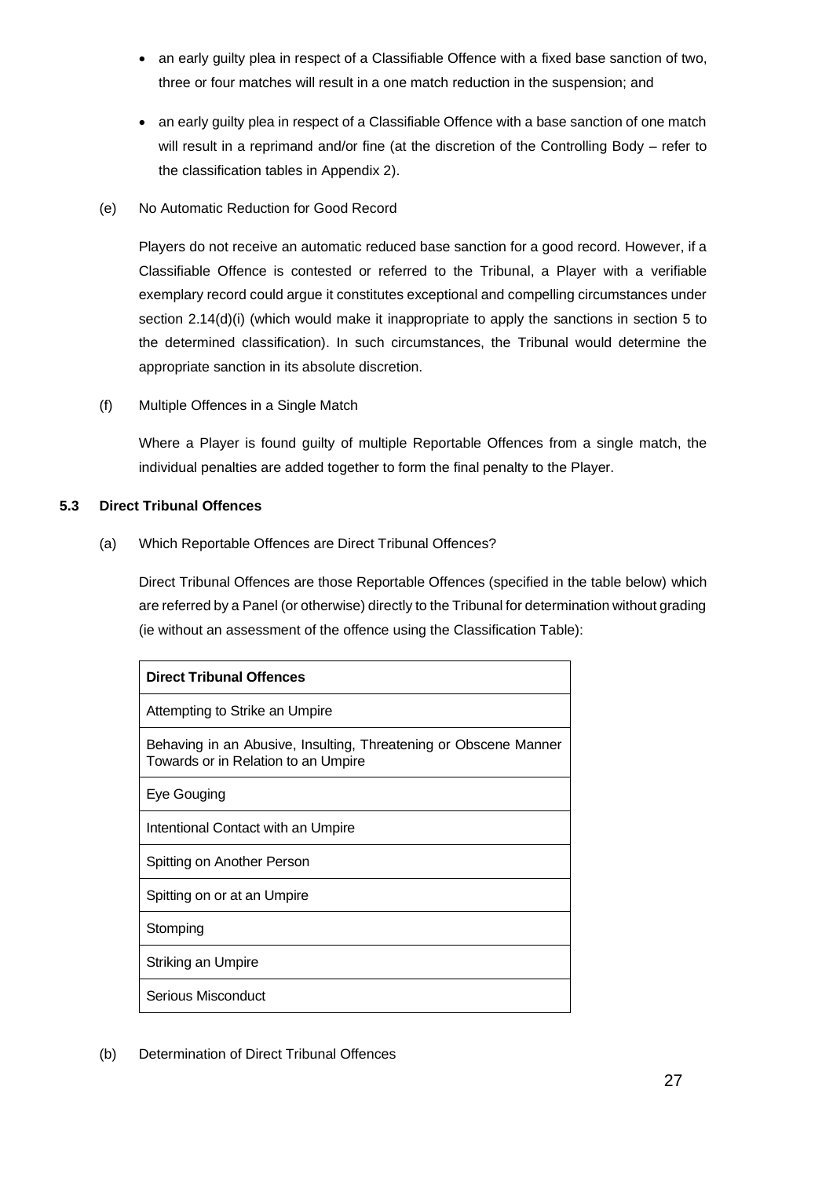- an early guilty plea in respect of a Classifiable Offence with a fixed base sanction of two, three or four matches will result in a one match reduction in the suspension; and
- an early guilty plea in respect of a Classifiable Offence with a base sanction of one match will result in a reprimand and/or fine (at the discretion of the Controlling Body – refer to the classification tables in Appendix 2).

(e) No Automatic Reduction for Good Record

Players do not receive an automatic reduced base sanction for a good record. However, if a Classifiable Offence is contested or referred to the Tribunal, a Player with a verifiable exemplary record could argue it constitutes exceptional and compelling circumstances under section 2.14(d)(i) (which would make it inappropriate to apply the sanctions in section 5 to the determined classification). In such circumstances, the Tribunal would determine the appropriate sanction in its absolute discretion.

(f) Multiple Offences in a Single Match

Where a Player is found guilty of multiple Reportable Offences from a single match, the individual penalties are added together to form the final penalty to the Player.

### 5.3 Direct Tribunal Offences

(a) Which Reportable Offences are Direct Tribunal Offences?

Direct Tribunal Offences are those Reportable Offences (specified in the table below) which are referred by a Panel (or otherwise) directly to the Tribunal for determination without grading (ie without an assessment of the offence using the Classification Table):

| **Direct Tribunal Offences** |
|---|
| Attempting to Strike an Umpire |
| Behaving in an Abusive, Insulting, Threatening or Obscene Manner Towards or in Relation to an Umpire |
| Eye Gouging |
| Intentional Contact with an Umpire |
| Spitting on Another Person |
| Spitting on or at an Umpire |
| Stomping |
| Striking an Umpire |
| Serious Misconduct |

(b) Determination of Direct Tribunal Offences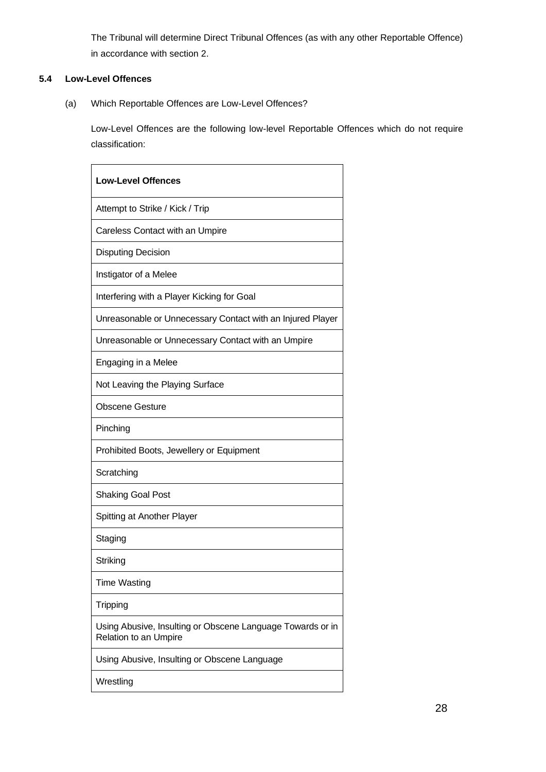The Tribunal will determine Direct Tribunal Offences (as with any other Reportable Offence) in accordance with section 2.

### 5.4 Low-Level Offences

(a) Which Reportable Offences are Low-Level Offences?

Low-Level Offences are the following low-level Reportable Offences which do not require classification:

| **Low-Level Offences** |
| --- |
| Attempt to Strike / Kick / Trip |
| Careless Contact with an Umpire |
| Disputing Decision |
| Instigator of a Melee |
| Interfering with a Player Kicking for Goal |
| Unreasonable or Unnecessary Contact with an Injured Player |
| Unreasonable or Unnecessary Contact with an Umpire |
| Engaging in a Melee |
| Not Leaving the Playing Surface |
| Obscene Gesture |
| Pinching |
| Prohibited Boots, Jewellery or Equipment |
| Scratching |
| Shaking Goal Post |
| Spitting at Another Player |
| Staging |
| Striking |
| Time Wasting |
| Tripping |
| Using Abusive, Insulting or Obscene Language Towards or in Relation to an Umpire |
| Using Abusive, Insulting or Obscene Language |
| Wrestling |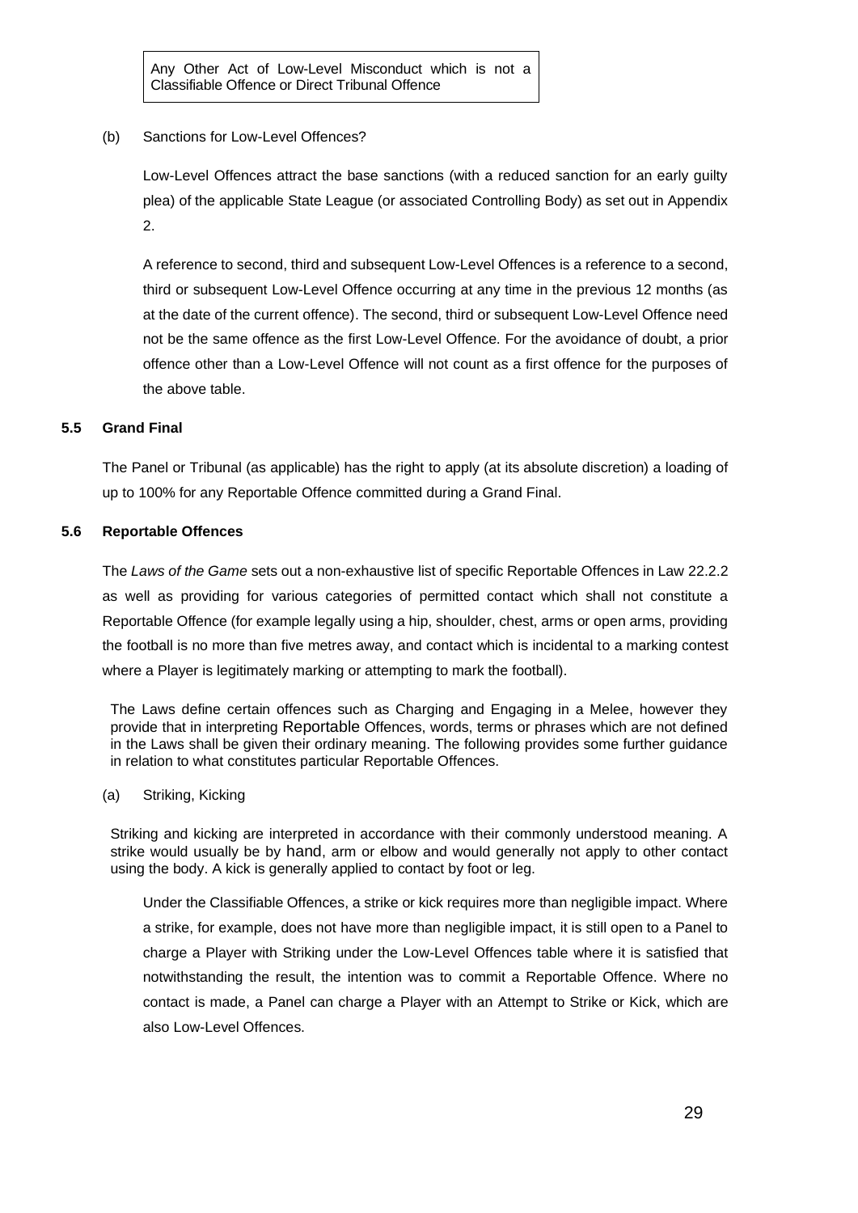| Any Other Act of Low-Level Misconduct which is not a Classifiable Offence or Direct Tribunal Offence |
| --- |

(b) Sanctions for Low-Level Offences?

Low-Level Offences attract the base sanctions (with a reduced sanction for an early guilty plea) of the applicable State League (or associated Controlling Body) as set out in Appendix 2.

A reference to second, third and subsequent Low-Level Offences is a reference to a second, third or subsequent Low-Level Offence occurring at any time in the previous 12 months (as at the date of the current offence). The second, third or subsequent Low-Level Offence need not be the same offence as the first Low-Level Offence. For the avoidance of doubt, a prior offence other than a Low-Level Offence will not count as a first offence for the purposes of the above table.

### 5.5 Grand Final

The Panel or Tribunal (as applicable) has the right to apply (at its absolute discretion) a loading of up to 100% for any Reportable Offence committed during a Grand Final.

### 5.6 Reportable Offences

The *Laws of the Game* sets out a non-exhaustive list of specific Reportable Offences in Law 22.2.2 as well as providing for various categories of permitted contact which shall not constitute a Reportable Offence (for example legally using a hip, shoulder, chest, arms or open arms, providing the football is no more than five metres away, and contact which is incidental to a marking contest where a Player is legitimately marking or attempting to mark the football).

The Laws define certain offences such as Charging and Engaging in a Melee, however they provide that in interpreting Reportable Offences, words, terms or phrases which are not defined in the Laws shall be given their ordinary meaning. The following provides some further guidance in relation to what constitutes particular Reportable Offences.

(a) Striking, Kicking

Striking and kicking are interpreted in accordance with their commonly understood meaning. A strike would usually be by hand, arm or elbow and would generally not apply to other contact using the body. A kick is generally applied to contact by foot or leg.

Under the Classifiable Offences, a strike or kick requires more than negligible impact. Where a strike, for example, does not have more than negligible impact, it is still open to a Panel to charge a Player with Striking under the Low-Level Offences table where it is satisfied that notwithstanding the result, the intention was to commit a Reportable Offence. Where no contact is made, a Panel can charge a Player with an Attempt to Strike or Kick, which are also Low-Level Offences.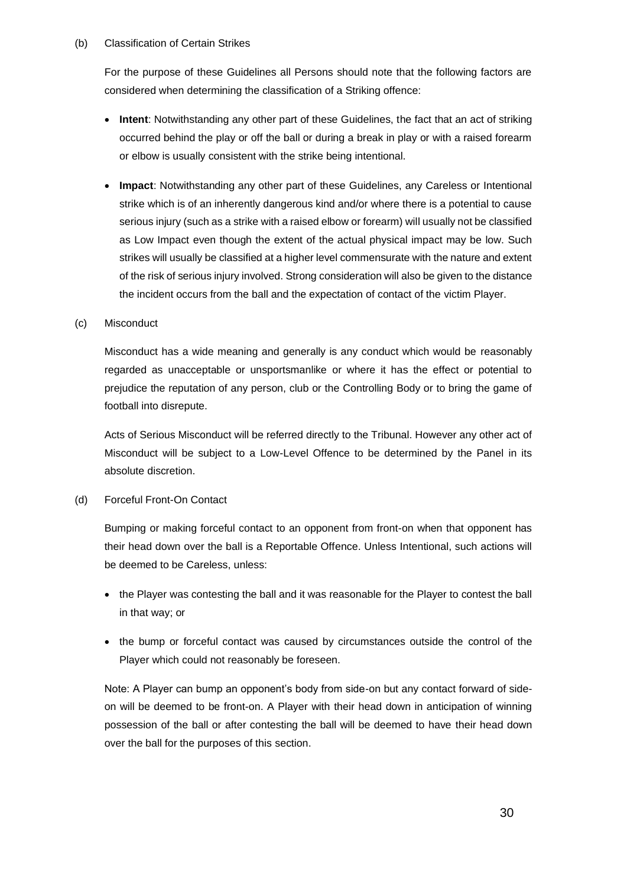### (b) Classification of Certain Strikes

For the purpose of these Guidelines all Persons should note that the following factors are considered when determining the classification of a Striking offence:

- **Intent**: Notwithstanding any other part of these Guidelines, the fact that an act of striking occurred behind the play or off the ball or during a break in play or with a raised forearm or elbow is usually consistent with the strike being intentional.
- **Impact**: Notwithstanding any other part of these Guidelines, any Careless or Intentional strike which is of an inherently dangerous kind and/or where there is a potential to cause serious injury (such as a strike with a raised elbow or forearm) will usually not be classified as Low Impact even though the extent of the actual physical impact may be low. Such strikes will usually be classified at a higher level commensurate with the nature and extent of the risk of serious injury involved. Strong consideration will also be given to the distance the incident occurs from the ball and the expectation of contact of the victim Player.

### (c) Misconduct

Misconduct has a wide meaning and generally is any conduct which would be reasonably regarded as unacceptable or unsportsmanlike or where it has the effect or potential to prejudice the reputation of any person, club or the Controlling Body or to bring the game of football into disrepute.

Acts of Serious Misconduct will be referred directly to the Tribunal. However any other act of Misconduct will be subject to a Low-Level Offence to be determined by the Panel in its absolute discretion.

### (d) Forceful Front-On Contact

Bumping or making forceful contact to an opponent from front-on when that opponent has their head down over the ball is a Reportable Offence. Unless Intentional, such actions will be deemed to be Careless, unless:

- the Player was contesting the ball and it was reasonable for the Player to contest the ball in that way; or
- the bump or forceful contact was caused by circumstances outside the control of the Player which could not reasonably be foreseen.

Note: A Player can bump an opponent's body from side-on but any contact forward of side-on will be deemed to be front-on. A Player with their head down in anticipation of winning possession of the ball or after contesting the ball will be deemed to have their head down over the ball for the purposes of this section.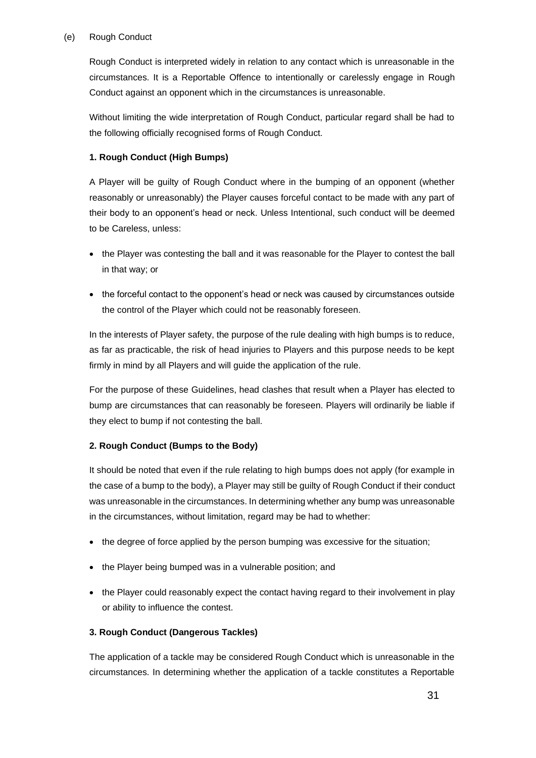(e) Rough Conduct

Rough Conduct is interpreted widely in relation to any contact which is unreasonable in the circumstances. It is a Reportable Offence to intentionally or carelessly engage in Rough Conduct against an opponent which in the circumstances is unreasonable.

Without limiting the wide interpretation of Rough Conduct, particular regard shall be had to the following officially recognised forms of Rough Conduct.

**1. Rough Conduct (High Bumps)**

A Player will be guilty of Rough Conduct where in the bumping of an opponent (whether reasonably or unreasonably) the Player causes forceful contact to be made with any part of their body to an opponent's head or neck. Unless Intentional, such conduct will be deemed to be Careless, unless:

- the Player was contesting the ball and it was reasonable for the Player to contest the ball in that way; or
- the forceful contact to the opponent's head or neck was caused by circumstances outside the control of the Player which could not be reasonably foreseen.

In the interests of Player safety, the purpose of the rule dealing with high bumps is to reduce, as far as practicable, the risk of head injuries to Players and this purpose needs to be kept firmly in mind by all Players and will guide the application of the rule.

For the purpose of these Guidelines, head clashes that result when a Player has elected to bump are circumstances that can reasonably be foreseen. Players will ordinarily be liable if they elect to bump if not contesting the ball.

**2. Rough Conduct (Bumps to the Body)**

It should be noted that even if the rule relating to high bumps does not apply (for example in the case of a bump to the body), a Player may still be guilty of Rough Conduct if their conduct was unreasonable in the circumstances. In determining whether any bump was unreasonable in the circumstances, without limitation, regard may be had to whether:

- the degree of force applied by the person bumping was excessive for the situation;
- the Player being bumped was in a vulnerable position; and
- the Player could reasonably expect the contact having regard to their involvement in play or ability to influence the contest.

**3. Rough Conduct (Dangerous Tackles)**

The application of a tackle may be considered Rough Conduct which is unreasonable in the circumstances. In determining whether the application of a tackle constitutes a Reportable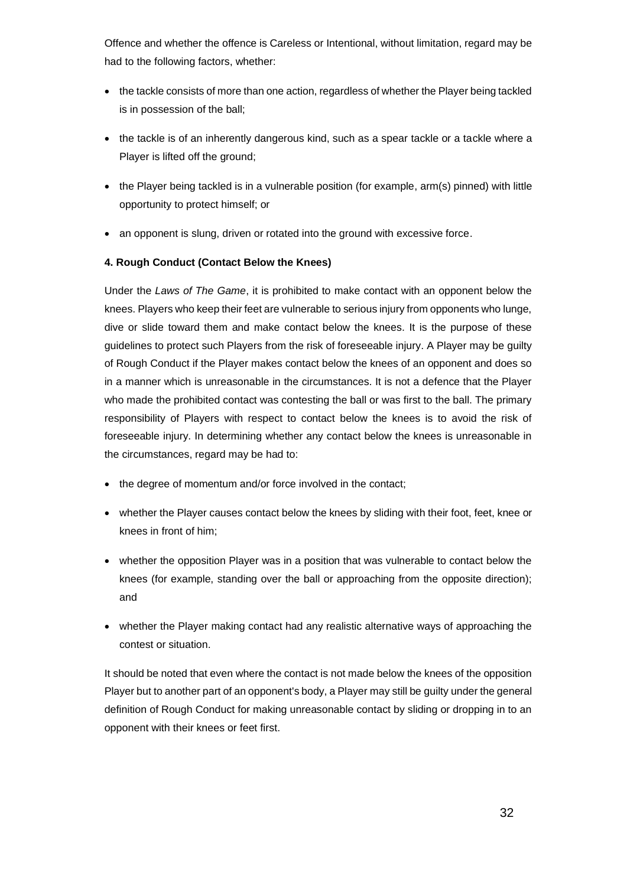Offence and whether the offence is Careless or Intentional, without limitation, regard may be had to the following factors, whether:

- the tackle consists of more than one action, regardless of whether the Player being tackled is in possession of the ball;
- the tackle is of an inherently dangerous kind, such as a spear tackle or a tackle where a Player is lifted off the ground;
- the Player being tackled is in a vulnerable position (for example, arm(s) pinned) with little opportunity to protect himself; or
- an opponent is slung, driven or rotated into the ground with excessive force.

**4. Rough Conduct (Contact Below the Knees)**

Under the *Laws of The Game*, it is prohibited to make contact with an opponent below the knees. Players who keep their feet are vulnerable to serious injury from opponents who lunge, dive or slide toward them and make contact below the knees. It is the purpose of these guidelines to protect such Players from the risk of foreseeable injury. A Player may be guilty of Rough Conduct if the Player makes contact below the knees of an opponent and does so in a manner which is unreasonable in the circumstances. It is not a defence that the Player who made the prohibited contact was contesting the ball or was first to the ball. The primary responsibility of Players with respect to contact below the knees is to avoid the risk of foreseeable injury. In determining whether any contact below the knees is unreasonable in the circumstances, regard may be had to:

- the degree of momentum and/or force involved in the contact;
- whether the Player causes contact below the knees by sliding with their foot, feet, knee or knees in front of him;
- whether the opposition Player was in a position that was vulnerable to contact below the knees (for example, standing over the ball or approaching from the opposite direction); and
- whether the Player making contact had any realistic alternative ways of approaching the contest or situation.

It should be noted that even where the contact is not made below the knees of the opposition Player but to another part of an opponent's body, a Player may still be guilty under the general definition of Rough Conduct for making unreasonable contact by sliding or dropping in to an opponent with their knees or feet first.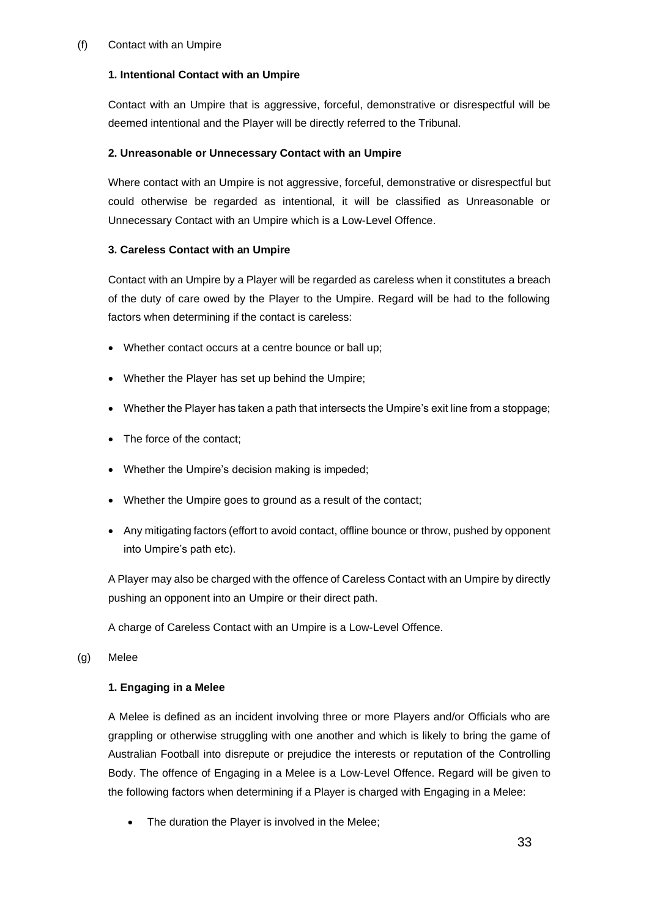(f) Contact with an Umpire

**1. Intentional Contact with an Umpire**

Contact with an Umpire that is aggressive, forceful, demonstrative or disrespectful will be deemed intentional and the Player will be directly referred to the Tribunal.

**2. Unreasonable or Unnecessary Contact with an Umpire**

Where contact with an Umpire is not aggressive, forceful, demonstrative or disrespectful but could otherwise be regarded as intentional, it will be classified as Unreasonable or Unnecessary Contact with an Umpire which is a Low-Level Offence.

**3. Careless Contact with an Umpire**

Contact with an Umpire by a Player will be regarded as careless when it constitutes a breach of the duty of care owed by the Player to the Umpire. Regard will be had to the following factors when determining if the contact is careless:

- Whether contact occurs at a centre bounce or ball up;
- Whether the Player has set up behind the Umpire;
- Whether the Player has taken a path that intersects the Umpire's exit line from a stoppage;
- The force of the contact;
- Whether the Umpire's decision making is impeded;
- Whether the Umpire goes to ground as a result of the contact;
- Any mitigating factors (effort to avoid contact, offline bounce or throw, pushed by opponent into Umpire's path etc).

A Player may also be charged with the offence of Careless Contact with an Umpire by directly pushing an opponent into an Umpire or their direct path.

A charge of Careless Contact with an Umpire is a Low-Level Offence.

(g) Melee

**1. Engaging in a Melee**

A Melee is defined as an incident involving three or more Players and/or Officials who are grappling or otherwise struggling with one another and which is likely to bring the game of Australian Football into disrepute or prejudice the interests or reputation of the Controlling Body. The offence of Engaging in a Melee is a Low-Level Offence. Regard will be given to the following factors when determining if a Player is charged with Engaging in a Melee:

- The duration the Player is involved in the Melee;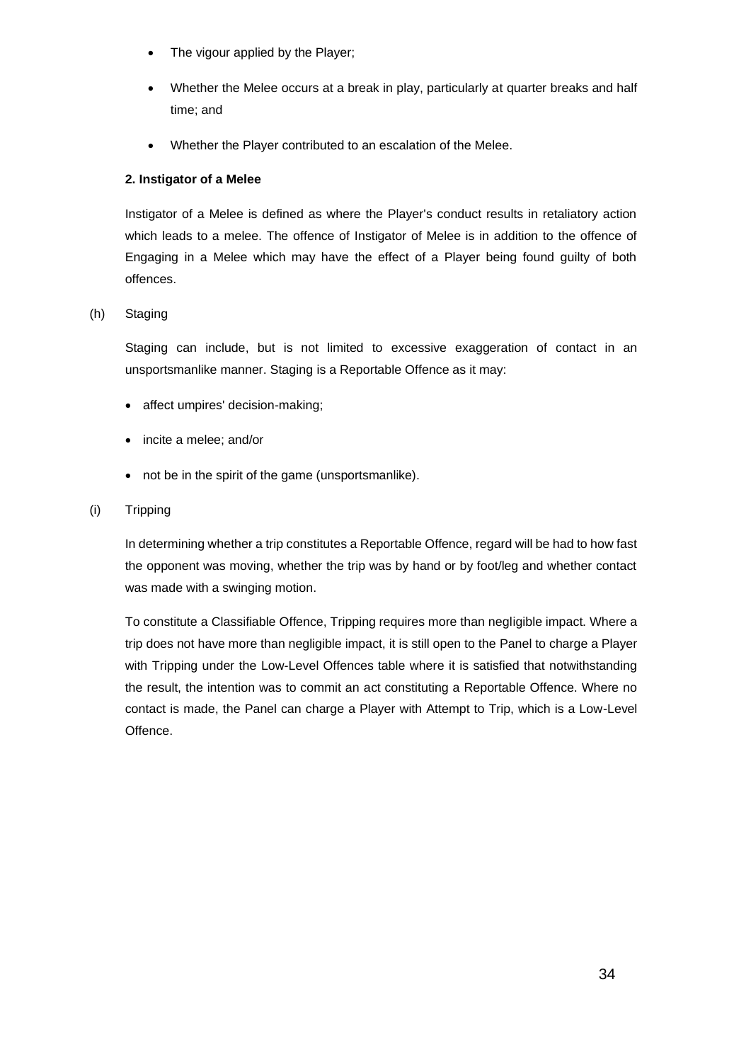- The vigour applied by the Player;
- Whether the Melee occurs at a break in play, particularly at quarter breaks and half time; and
- Whether the Player contributed to an escalation of the Melee.

**2. Instigator of a Melee**

Instigator of a Melee is defined as where the Player's conduct results in retaliatory action which leads to a melee. The offence of Instigator of Melee is in addition to the offence of Engaging in a Melee which may have the effect of a Player being found guilty of both offences.

(h) Staging

Staging can include, but is not limited to excessive exaggeration of contact in an unsportsmanlike manner. Staging is a Reportable Offence as it may:

- affect umpires' decision-making;
- incite a melee; and/or
- not be in the spirit of the game (unsportsmanlike).

(i) Tripping

In determining whether a trip constitutes a Reportable Offence, regard will be had to how fast the opponent was moving, whether the trip was by hand or by foot/leg and whether contact was made with a swinging motion.

To constitute a Classifiable Offence, Tripping requires more than negligible impact. Where a trip does not have more than negligible impact, it is still open to the Panel to charge a Player with Tripping under the Low-Level Offences table where it is satisfied that notwithstanding the result, the intention was to commit an act constituting a Reportable Offence. Where no contact is made, the Panel can charge a Player with Attempt to Trip, which is a Low-Level Offence.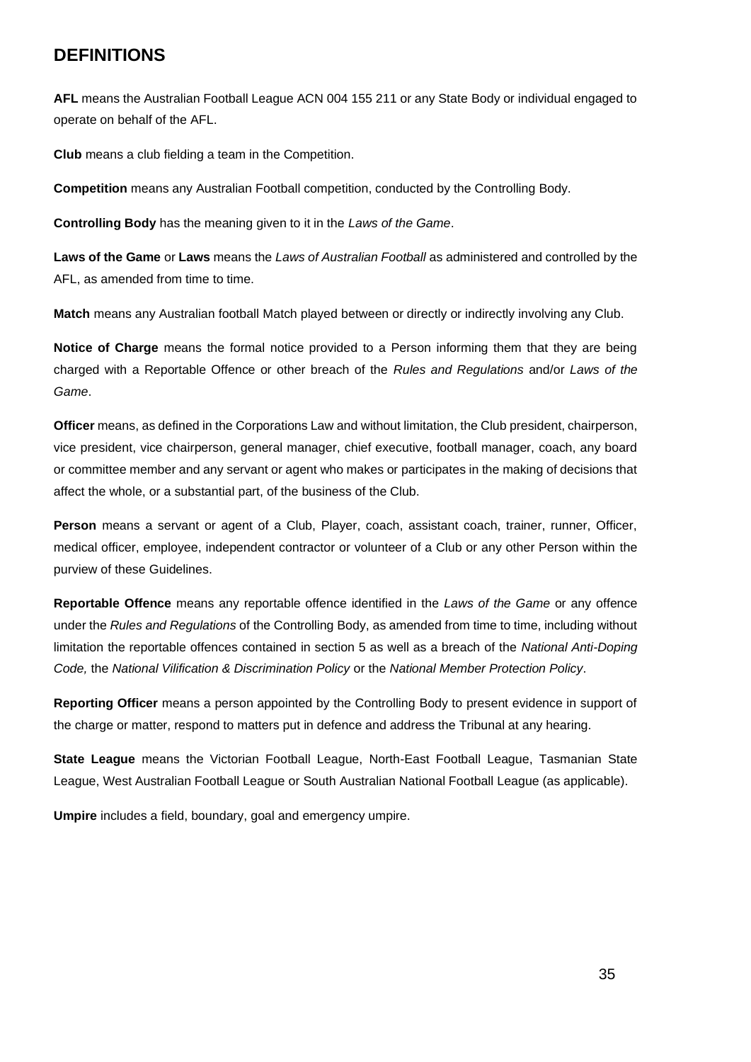## DEFINITIONS

**AFL** means the Australian Football League ACN 004 155 211 or any State Body or individual engaged to operate on behalf of the AFL.

**Club** means a club fielding a team in the Competition.

**Competition** means any Australian Football competition, conducted by the Controlling Body.

**Controlling Body** has the meaning given to it in the *Laws of the Game*.

**Laws of the Game** or **Laws** means the *Laws of Australian Football* as administered and controlled by the AFL, as amended from time to time.

**Match** means any Australian football Match played between or directly or indirectly involving any Club.

**Notice of Charge** means the formal notice provided to a Person informing them that they are being charged with a Reportable Offence or other breach of the *Rules and Regulations* and/or *Laws of the Game*.

**Officer** means, as defined in the Corporations Law and without limitation, the Club president, chairperson, vice president, vice chairperson, general manager, chief executive, football manager, coach, any board or committee member and any servant or agent who makes or participates in the making of decisions that affect the whole, or a substantial part, of the business of the Club.

**Person** means a servant or agent of a Club, Player, coach, assistant coach, trainer, runner, Officer, medical officer, employee, independent contractor or volunteer of a Club or any other Person within the purview of these Guidelines.

**Reportable Offence** means any reportable offence identified in the *Laws of the Game* or any offence under the *Rules and Regulations* of the Controlling Body, as amended from time to time, including without limitation the reportable offences contained in section 5 as well as a breach of the *National Anti-Doping Code,* the *National Vilification & Discrimination Policy* or the *National Member Protection Policy*.

**Reporting Officer** means a person appointed by the Controlling Body to present evidence in support of the charge or matter, respond to matters put in defence and address the Tribunal at any hearing.

**State League** means the Victorian Football League, North-East Football League, Tasmanian State League, West Australian Football League or South Australian National Football League (as applicable).

**Umpire** includes a field, boundary, goal and emergency umpire.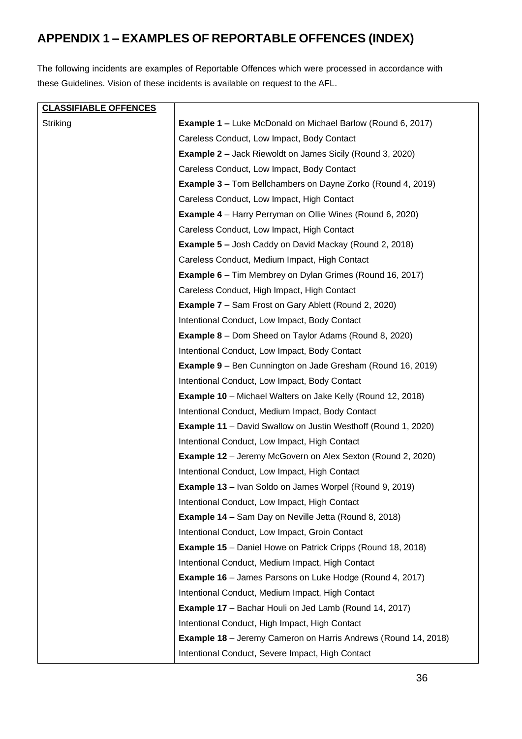## APPENDIX 1 – EXAMPLES OF REPORTABLE OFFENCES (INDEX)

The following incidents are examples of Reportable Offences which were processed in accordance with these Guidelines. Vision of these incidents is available on request to the AFL.

| **CLASSIFIABLE OFFENCES** | |
|---|---|
| Striking | **Example 1 –** Luke McDonald on Michael Barlow (Round 6, 2017)<br>Careless Conduct, Low Impact, Body Contact<br>**Example 2 –** Jack Riewoldt on James Sicily (Round 3, 2020)<br>Careless Conduct, Low Impact, Body Contact<br>**Example 3 –** Tom Bellchambers on Dayne Zorko (Round 4, 2019)<br>Careless Conduct, Low Impact, High Contact<br>**Example 4** – Harry Perryman on Ollie Wines (Round 6, 2020)<br>Careless Conduct, Low Impact, High Contact<br>**Example 5 –** Josh Caddy on David Mackay (Round 2, 2018)<br>Careless Conduct, Medium Impact, High Contact<br>**Example 6** – Tim Membrey on Dylan Grimes (Round 16, 2017)<br>Careless Conduct, High Impact, High Contact<br>**Example 7** – Sam Frost on Gary Ablett (Round 2, 2020)<br>Intentional Conduct, Low Impact, Body Contact<br>**Example 8** – Dom Sheed on Taylor Adams (Round 8, 2020)<br>Intentional Conduct, Low Impact, Body Contact<br>**Example 9** – Ben Cunnington on Jade Gresham (Round 16, 2019)<br>Intentional Conduct, Low Impact, Body Contact<br>**Example 10** – Michael Walters on Jake Kelly (Round 12, 2018)<br>Intentional Conduct, Medium Impact, Body Contact<br>**Example 11** – David Swallow on Justin Westhoff (Round 1, 2020)<br>Intentional Conduct, Low Impact, High Contact<br>**Example 12** – Jeremy McGovern on Alex Sexton (Round 2, 2020)<br>Intentional Conduct, Low Impact, High Contact<br>**Example 13** – Ivan Soldo on James Worpel (Round 9, 2019)<br>Intentional Conduct, Low Impact, High Contact<br>**Example 14** – Sam Day on Neville Jetta (Round 8, 2018)<br>Intentional Conduct, Low Impact, Groin Contact<br>**Example 15** – Daniel Howe on Patrick Cripps (Round 18, 2018)<br>Intentional Conduct, Medium Impact, High Contact<br>**Example 16** – James Parsons on Luke Hodge (Round 4, 2017)<br>Intentional Conduct, Medium Impact, High Contact<br>**Example 17** – Bachar Houli on Jed Lamb (Round 14, 2017)<br>Intentional Conduct, High Impact, High Contact<br>**Example 18** – Jeremy Cameron on Harris Andrews (Round 14, 2018)<br>Intentional Conduct, Severe Impact, High Contact |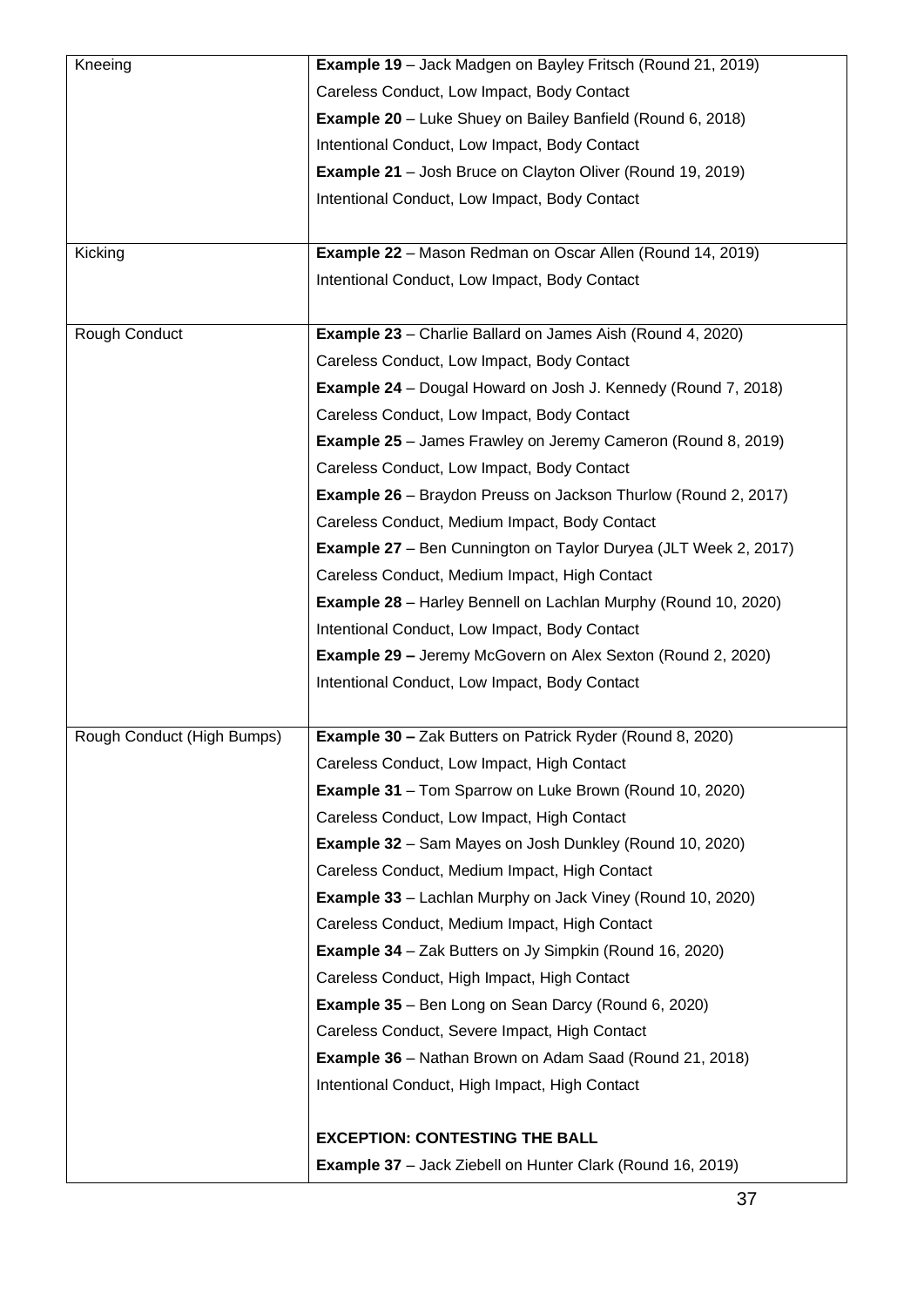| | |
|---|---|
| Kneeing | **Example 19** – Jack Madgen on Bayley Fritsch (Round 21, 2019)<br>Careless Conduct, Low Impact, Body Contact<br>**Example 20** – Luke Shuey on Bailey Banfield (Round 6, 2018)<br>Intentional Conduct, Low Impact, Body Contact<br>**Example 21** – Josh Bruce on Clayton Oliver (Round 19, 2019)<br>Intentional Conduct, Low Impact, Body Contact |
| Kicking | **Example 22** – Mason Redman on Oscar Allen (Round 14, 2019)<br>Intentional Conduct, Low Impact, Body Contact |
| Rough Conduct | **Example 23** – Charlie Ballard on James Aish (Round 4, 2020)<br>Careless Conduct, Low Impact, Body Contact<br>**Example 24** – Dougal Howard on Josh J. Kennedy (Round 7, 2018)<br>Careless Conduct, Low Impact, Body Contact<br>**Example 25** – James Frawley on Jeremy Cameron (Round 8, 2019)<br>Careless Conduct, Low Impact, Body Contact<br>**Example 26** – Braydon Preuss on Jackson Thurlow (Round 2, 2017)<br>Careless Conduct, Medium Impact, Body Contact<br>**Example 27** – Ben Cunnington on Taylor Duryea (JLT Week 2, 2017)<br>Careless Conduct, Medium Impact, High Contact<br>**Example 28** – Harley Bennell on Lachlan Murphy (Round 10, 2020)<br>Intentional Conduct, Low Impact, Body Contact<br>**Example 29 –** Jeremy McGovern on Alex Sexton (Round 2, 2020)<br>Intentional Conduct, Low Impact, Body Contact |
| Rough Conduct (High Bumps) | **Example 30 –** Zak Butters on Patrick Ryder (Round 8, 2020)<br>Careless Conduct, Low Impact, High Contact<br>**Example 31** – Tom Sparrow on Luke Brown (Round 10, 2020)<br>Careless Conduct, Low Impact, High Contact<br>**Example 32** – Sam Mayes on Josh Dunkley (Round 10, 2020)<br>Careless Conduct, Medium Impact, High Contact<br>**Example 33** – Lachlan Murphy on Jack Viney (Round 10, 2020)<br>Careless Conduct, Medium Impact, High Contact<br>**Example 34** – Zak Butters on Jy Simpkin (Round 16, 2020)<br>Careless Conduct, High Impact, High Contact<br>**Example 35** – Ben Long on Sean Darcy (Round 6, 2020)<br>Careless Conduct, Severe Impact, High Contact<br>**Example 36** – Nathan Brown on Adam Saad (Round 21, 2018)<br>Intentional Conduct, High Impact, High Contact<br><br>**EXCEPTION: CONTESTING THE BALL**<br>**Example 37** – Jack Ziebell on Hunter Clark (Round 16, 2019) |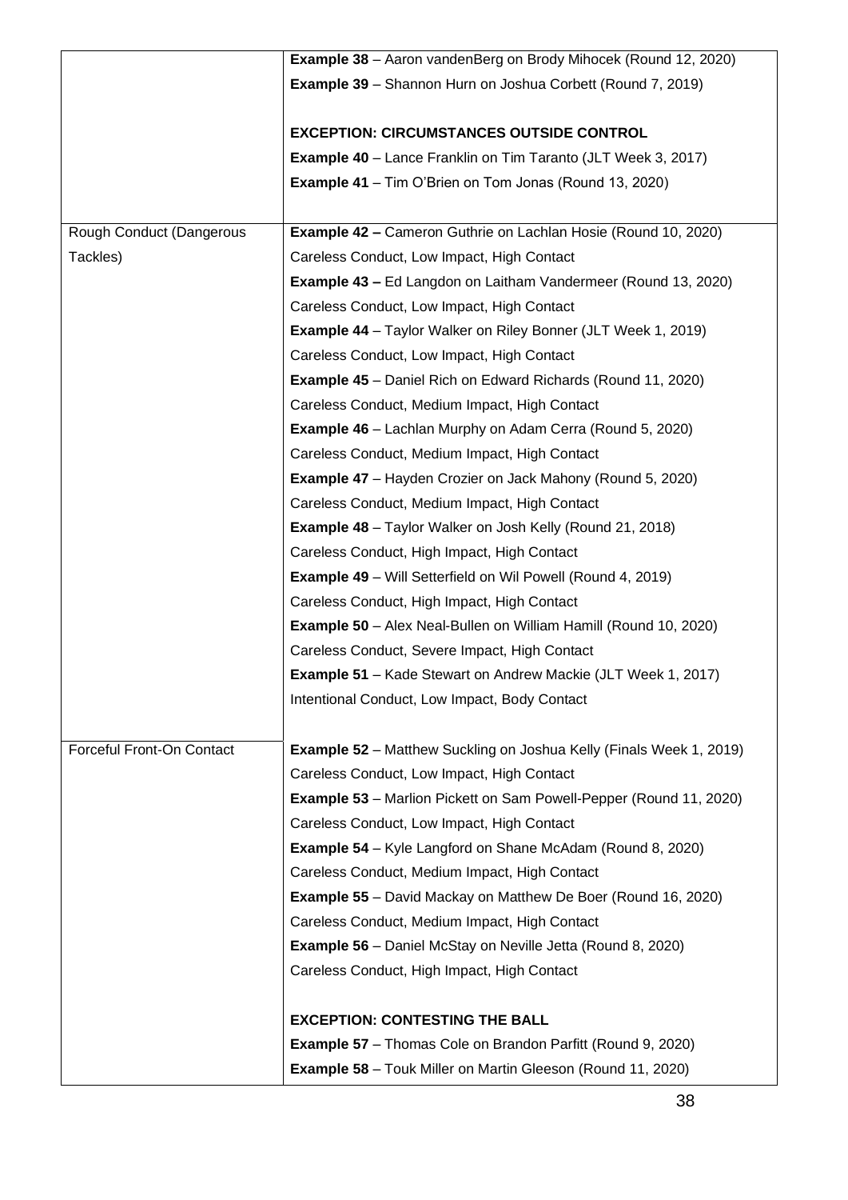| | |
|---|---|
| | **Example 38** – Aaron vandenBerg on Brody Mihocek (Round 12, 2020)<br>**Example 39** – Shannon Hurn on Joshua Corbett (Round 7, 2019)<br><br>**EXCEPTION: CIRCUMSTANCES OUTSIDE CONTROL**<br>**Example 40** – Lance Franklin on Tim Taranto (JLT Week 3, 2017)<br>**Example 41** – Tim O'Brien on Tom Jonas (Round 13, 2020) |
| Rough Conduct (Dangerous Tackles) | **Example 42 –** Cameron Guthrie on Lachlan Hosie (Round 10, 2020)<br>Careless Conduct, Low Impact, High Contact<br>**Example 43 –** Ed Langdon on Laitham Vandermeer (Round 13, 2020)<br>Careless Conduct, Low Impact, High Contact<br>**Example 44** – Taylor Walker on Riley Bonner (JLT Week 1, 2019)<br>Careless Conduct, Low Impact, High Contact<br>**Example 45** – Daniel Rich on Edward Richards (Round 11, 2020)<br>Careless Conduct, Medium Impact, High Contact<br>**Example 46** – Lachlan Murphy on Adam Cerra (Round 5, 2020)<br>Careless Conduct, Medium Impact, High Contact<br>**Example 47** – Hayden Crozier on Jack Mahony (Round 5, 2020)<br>Careless Conduct, Medium Impact, High Contact<br>**Example 48** – Taylor Walker on Josh Kelly (Round 21, 2018)<br>Careless Conduct, High Impact, High Contact<br>**Example 49** – Will Setterfield on Wil Powell (Round 4, 2019)<br>Careless Conduct, High Impact, High Contact<br>**Example 50** – Alex Neal-Bullen on William Hamill (Round 10, 2020)<br>Careless Conduct, Severe Impact, High Contact<br>**Example 51** – Kade Stewart on Andrew Mackie (JLT Week 1, 2017)<br>Intentional Conduct, Low Impact, Body Contact |
| Forceful Front-On Contact | **Example 52** – Matthew Suckling on Joshua Kelly (Finals Week 1, 2019)<br>Careless Conduct, Low Impact, High Contact<br>**Example 53** – Marlion Pickett on Sam Powell-Pepper (Round 11, 2020)<br>Careless Conduct, Low Impact, High Contact<br>**Example 54** – Kyle Langford on Shane McAdam (Round 8, 2020)<br>Careless Conduct, Medium Impact, High Contact<br>**Example 55** – David Mackay on Matthew De Boer (Round 16, 2020)<br>Careless Conduct, Medium Impact, High Contact<br>**Example 56** – Daniel McStay on Neville Jetta (Round 8, 2020)<br>Careless Conduct, High Impact, High Contact<br><br>**EXCEPTION: CONTESTING THE BALL**<br>**Example 57** – Thomas Cole on Brandon Parfitt (Round 9, 2020)<br>**Example 58** – Touk Miller on Martin Gleeson (Round 11, 2020) |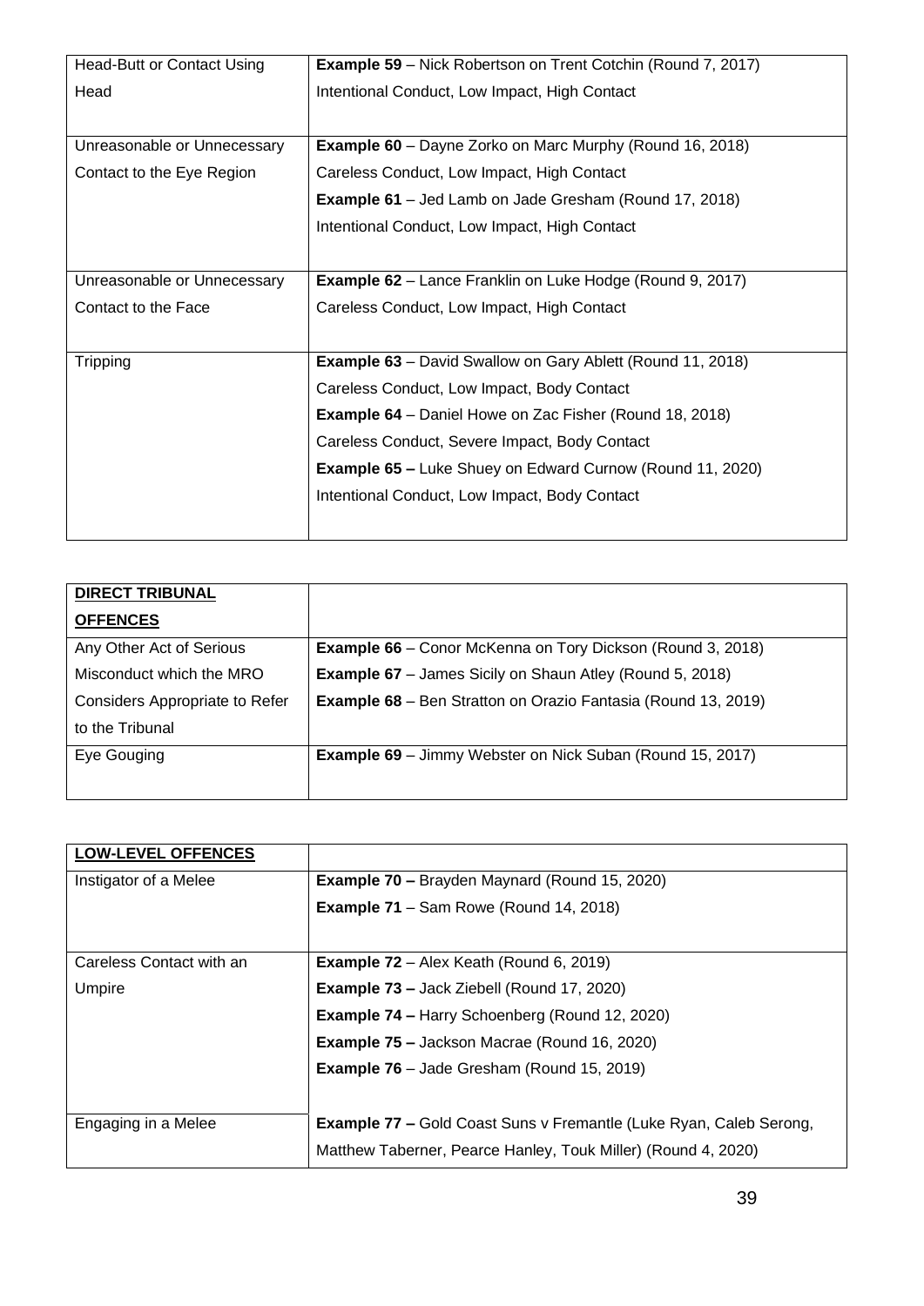| | |
|---|---|
| Head-Butt or Contact Using Head | **Example 59** – Nick Robertson on Trent Cotchin (Round 7, 2017)<br>Intentional Conduct, Low Impact, High Contact |
| Unreasonable or Unnecessary Contact to the Eye Region | **Example 60** – Dayne Zorko on Marc Murphy (Round 16, 2018)<br>Careless Conduct, Low Impact, High Contact<br>**Example 61** – Jed Lamb on Jade Gresham (Round 17, 2018)<br>Intentional Conduct, Low Impact, High Contact |
| Unreasonable or Unnecessary Contact to the Face | **Example 62** – Lance Franklin on Luke Hodge (Round 9, 2017)<br>Careless Conduct, Low Impact, High Contact |
| Tripping | **Example 63** – David Swallow on Gary Ablett (Round 11, 2018)<br>Careless Conduct, Low Impact, Body Contact<br>**Example 64** – Daniel Howe on Zac Fisher (Round 18, 2018)<br>Careless Conduct, Severe Impact, Body Contact<br>**Example 65 –** Luke Shuey on Edward Curnow (Round 11, 2020)<br>Intentional Conduct, Low Impact, Body Contact |

| **DIRECT TRIBUNAL OFFENCES** | |
|---|---|
| Any Other Act of Serious Misconduct which the MRO Considers Appropriate to Refer to the Tribunal | **Example 66** – Conor McKenna on Tory Dickson (Round 3, 2018)<br>**Example 67** – James Sicily on Shaun Atley (Round 5, 2018)<br>**Example 68** – Ben Stratton on Orazio Fantasia (Round 13, 2019) |
| Eye Gouging | **Example 69** – Jimmy Webster on Nick Suban (Round 15, 2017) |

| **LOW-LEVEL OFFENCES** | |
|---|---|
| Instigator of a Melee | **Example 70 –** Brayden Maynard (Round 15, 2020)<br>**Example 71** – Sam Rowe (Round 14, 2018) |
| Careless Contact with an Umpire | **Example 72** – Alex Keath (Round 6, 2019)<br>**Example 73 –** Jack Ziebell (Round 17, 2020)<br>**Example 74 –** Harry Schoenberg (Round 12, 2020)<br>**Example 75 –** Jackson Macrae (Round 16, 2020)<br>**Example 76** – Jade Gresham (Round 15, 2019) |
| Engaging in a Melee | **Example 77 –** Gold Coast Suns v Fremantle (Luke Ryan, Caleb Serong, Matthew Taberner, Pearce Hanley, Touk Miller) (Round 4, 2020) |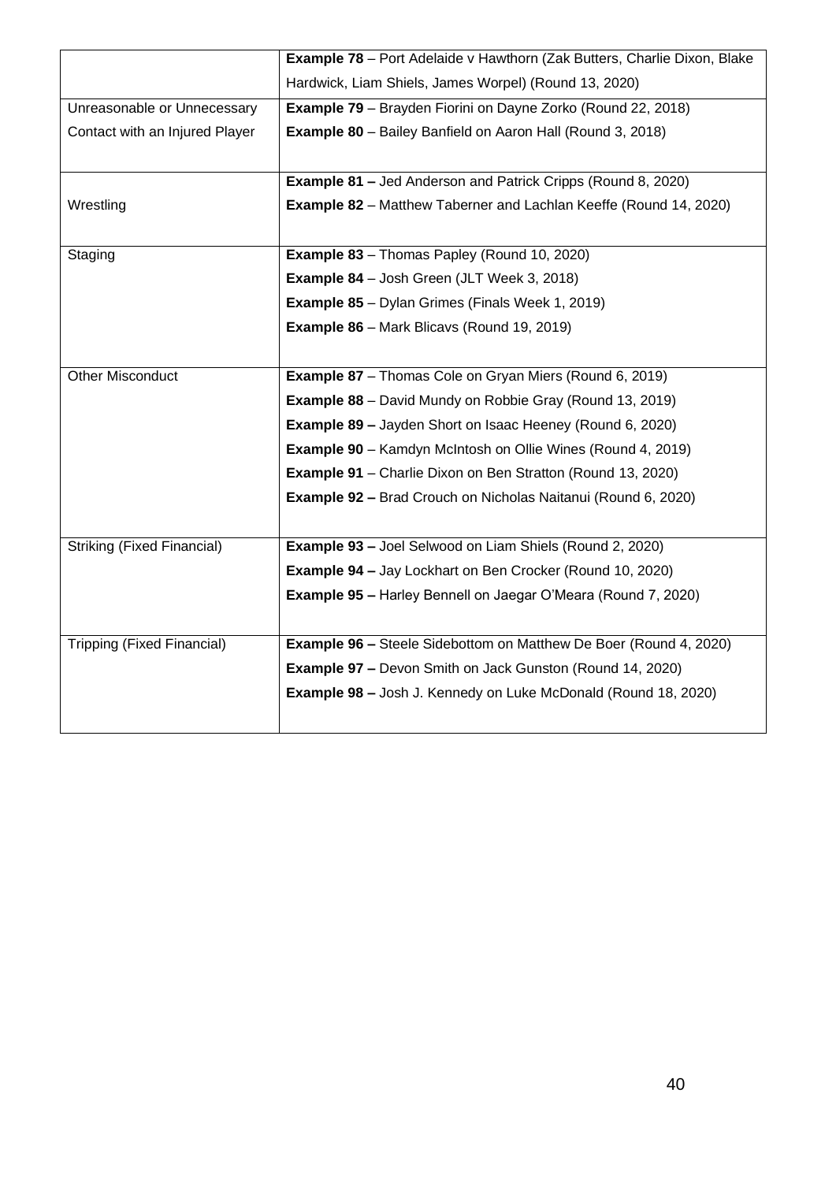| | |
|---|---|
| | **Example 78** – Port Adelaide v Hawthorn (Zak Butters, Charlie Dixon, Blake Hardwick, Liam Shiels, James Worpel) (Round 13, 2020) |
| Unreasonable or Unnecessary Contact with an Injured Player | **Example 79** – Brayden Fiorini on Dayne Zorko (Round 22, 2018)<br>**Example 80** – Bailey Banfield on Aaron Hall (Round 3, 2018) |
| Wrestling | **Example 81 –** Jed Anderson and Patrick Cripps (Round 8, 2020)<br>**Example 82** – Matthew Taberner and Lachlan Keeffe (Round 14, 2020) |
| Staging | **Example 83** – Thomas Papley (Round 10, 2020)<br>**Example 84** – Josh Green (JLT Week 3, 2018)<br>**Example 85** – Dylan Grimes (Finals Week 1, 2019)<br>**Example 86** – Mark Blicavs (Round 19, 2019) |
| Other Misconduct | **Example 87** – Thomas Cole on Gryan Miers (Round 6, 2019)<br>**Example 88** – David Mundy on Robbie Gray (Round 13, 2019)<br>**Example 89 –** Jayden Short on Isaac Heeney (Round 6, 2020)<br>**Example 90** – Kamdyn McIntosh on Ollie Wines (Round 4, 2019)<br>**Example 91** – Charlie Dixon on Ben Stratton (Round 13, 2020)<br>**Example 92 –** Brad Crouch on Nicholas Naitanui (Round 6, 2020) |
| Striking (Fixed Financial) | **Example 93 –** Joel Selwood on Liam Shiels (Round 2, 2020)<br>**Example 94 –** Jay Lockhart on Ben Crocker (Round 10, 2020)<br>**Example 95 –** Harley Bennell on Jaegar O'Meara (Round 7, 2020) |
| Tripping (Fixed Financial) | **Example 96 –** Steele Sidebottom on Matthew De Boer (Round 4, 2020)<br>**Example 97 –** Devon Smith on Jack Gunston (Round 14, 2020)<br>**Example 98 –** Josh J. Kennedy on Luke McDonald (Round 18, 2020) |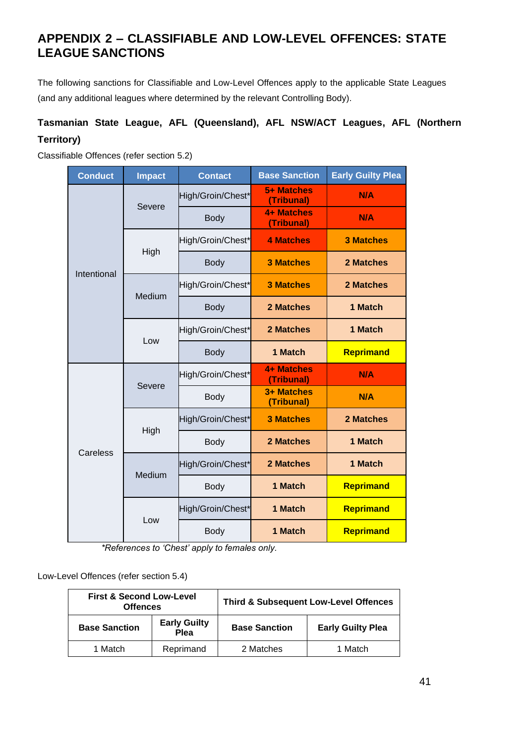# APPENDIX 2 – CLASSIFIABLE AND LOW-LEVEL OFFENCES: STATE LEAGUE SANCTIONS

The following sanctions for Classifiable and Low-Level Offences apply to the applicable State Leagues (and any additional leagues where determined by the relevant Controlling Body).

### Tasmanian State League, AFL (Queensland), AFL NSW/ACT Leagues, AFL (Northern Territory)

Classifiable Offences (refer section 5.2)

| Conduct | Impact | Contact | Base Sanction | Early Guilty Plea |
|---|---|---|---|---|
| Intentional | Severe | High/Groin/Chest* | **5+ Matches (Tribunal)** | **N/A** |
| | | Body | **4+ Matches (Tribunal)** | **N/A** |
| | High | High/Groin/Chest* | **4 Matches** | **3 Matches** |
| | | Body | **3 Matches** | **2 Matches** |
| | Medium | High/Groin/Chest* | **3 Matches** | **2 Matches** |
| | | Body | **2 Matches** | **1 Match** |
| | Low | High/Groin/Chest* | **2 Matches** | **1 Match** |
| | | Body | **1 Match** | **Reprimand** |
| Careless | Severe | High/Groin/Chest* | **4+ Matches (Tribunal)** | **N/A** |
| | | Body | **3+ Matches (Tribunal)** | **N/A** |
| | High | High/Groin/Chest* | **3 Matches** | **2 Matches** |
| | | Body | **2 Matches** | **1 Match** |
| | Medium | High/Groin/Chest* | **2 Matches** | **1 Match** |
| | | Body | **1 Match** | **Reprimand** |
| | Low | High/Groin/Chest* | **1 Match** | **Reprimand** |
| | | Body | **1 Match** | **Reprimand** |

*\*References to 'Chest' apply to females only.*

Low-Level Offences (refer section 5.4)

| First & Second Low-Level Offences | | Third & Subsequent Low-Level Offences | |
|---|---|---|---|
| **Base Sanction** | **Early Guilty Plea** | **Base Sanction** | **Early Guilty Plea** |
| 1 Match | Reprimand | 2 Matches | 1 Match |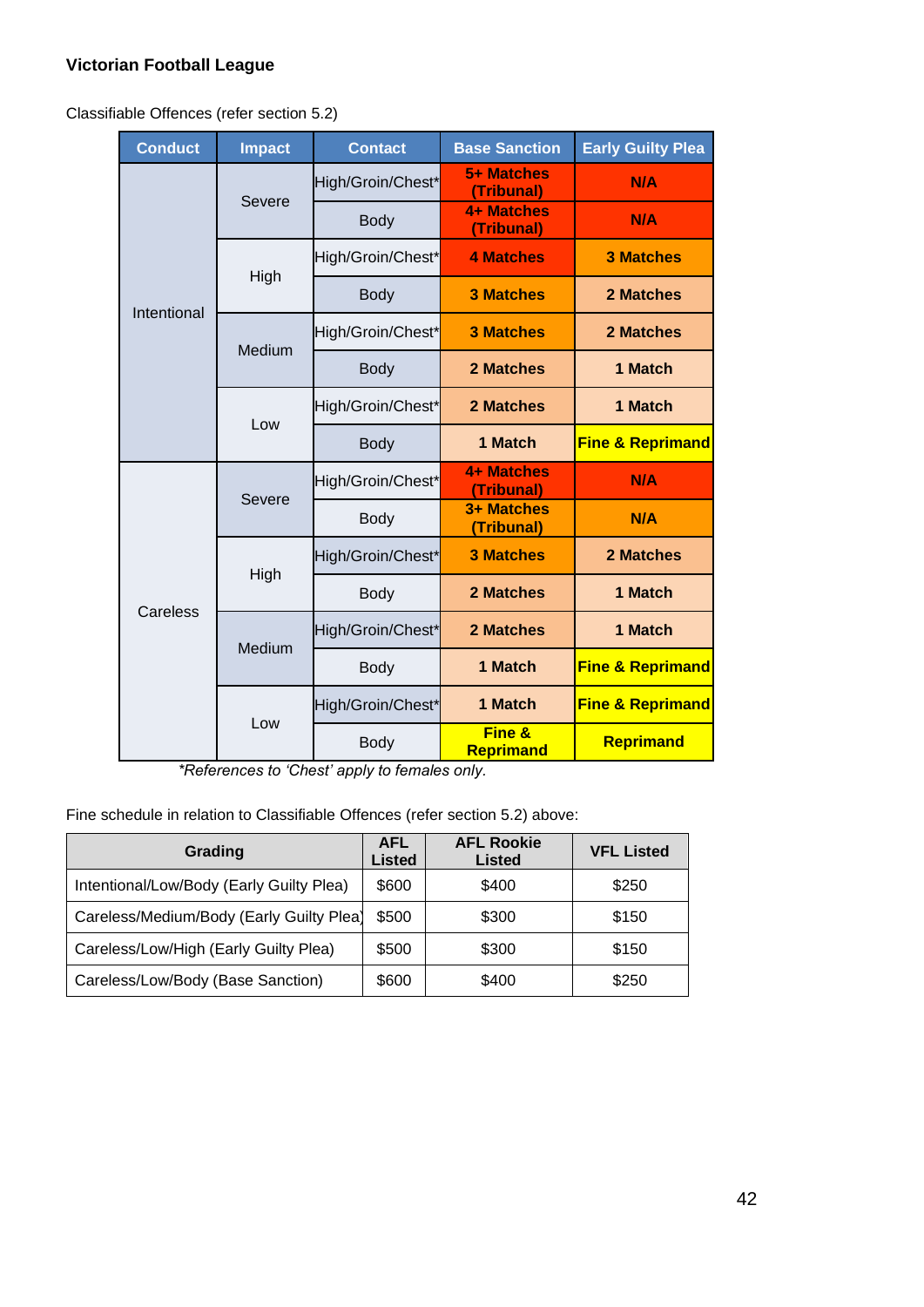**Victorian Football League**

Classifiable Offences (refer section 5.2)

| Conduct | Impact | Contact | Base Sanction | Early Guilty Plea |
|---|---|---|---|---|
| Intentional | Severe | High/Groin/Chest* | 5+ Matches (Tribunal) | N/A |
| | | Body | 4+ Matches (Tribunal) | N/A |
| | High | High/Groin/Chest* | 4 Matches | 3 Matches |
| | | Body | 3 Matches | 2 Matches |
| | Medium | High/Groin/Chest* | 3 Matches | 2 Matches |
| | | Body | 2 Matches | 1 Match |
| | Low | High/Groin/Chest* | 2 Matches | 1 Match |
| | | Body | 1 Match | Fine & Reprimand |
| Careless | Severe | High/Groin/Chest* | 4+ Matches (Tribunal) | N/A |
| | | Body | 3+ Matches (Tribunal) | N/A |
| | High | High/Groin/Chest* | 3 Matches | 2 Matches |
| | | Body | 2 Matches | 1 Match |
| | Medium | High/Groin/Chest* | 2 Matches | 1 Match |
| | | Body | 1 Match | Fine & Reprimand |
| | Low | High/Groin/Chest* | 1 Match | Fine & Reprimand |
| | | Body | Fine & Reprimand | Reprimand |

*\*References to 'Chest' apply to females only.*

Fine schedule in relation to Classifiable Offences (refer section 5.2) above:

| Grading | AFL Listed | AFL Rookie Listed | VFL Listed |
|---|---|---|---|
| Intentional/Low/Body (Early Guilty Plea) | $600 | $400 | $250 |
| Careless/Medium/Body (Early Guilty Plea) | $500 | $300 | $150 |
| Careless/Low/High (Early Guilty Plea) | $500 | $300 | $150 |
| Careless/Low/Body (Base Sanction) | $600 | $400 | $250 |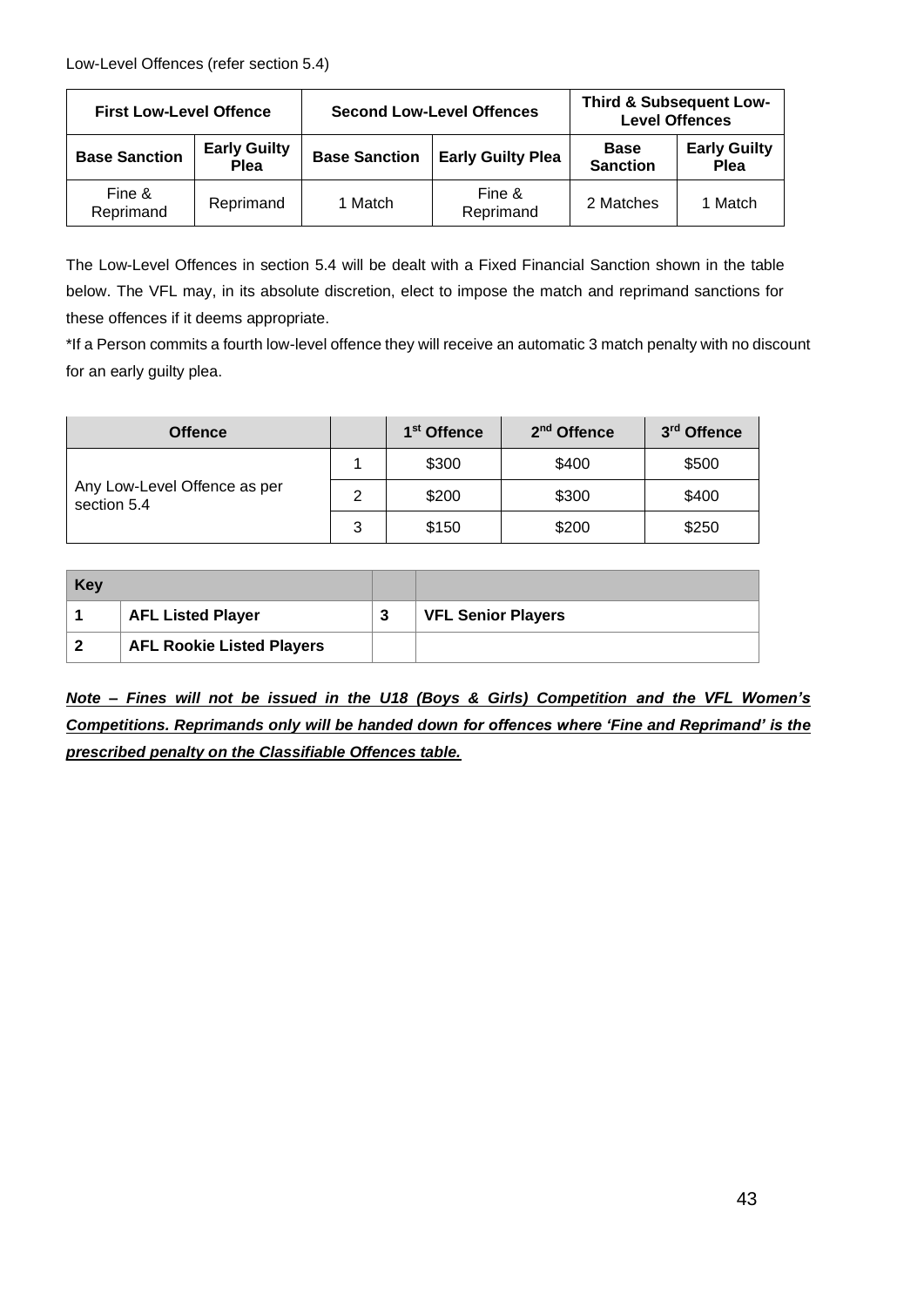Low-Level Offences (refer section 5.4)

| First Low-Level Offence | | Second Low-Level Offences | | Third & Subsequent Low-Level Offences | |
|---|---|---|---|---|---|
| **Base Sanction** | **Early Guilty Plea** | **Base Sanction** | **Early Guilty Plea** | **Base Sanction** | **Early Guilty Plea** |
| Fine & Reprimand | Reprimand | 1 Match | Fine & Reprimand | 2 Matches | 1 Match |

The Low-Level Offences in section 5.4 will be dealt with a Fixed Financial Sanction shown in the table below. The VFL may, in its absolute discretion, elect to impose the match and reprimand sanctions for these offences if it deems appropriate.

*If a Person commits a fourth low-level offence they will receive an automatic 3 match penalty with no discount for an early guilty plea.

| Offence | | 1st Offence | 2nd Offence | 3rd Offence |
|---|---|---|---|---|
| Any Low-Level Offence as per section 5.4 | 1 | $300 | $400 | $500 |
| | 2 | $200 | $300 | $400 |
| | 3 | $150 | $200 | $250 |

| Key | | | |
|---|---|---|---|
| **1** | **AFL Listed Player** | **3** | **VFL Senior Players** |
| **2** | **AFL Rookie Listed Players** | | |

***Note – Fines will not be issued in the U18 (Boys & Girls) Competition and the VFL Women's Competitions. Reprimands only will be handed down for offences where 'Fine and Reprimand' is the prescribed penalty on the Classifiable Offences table.***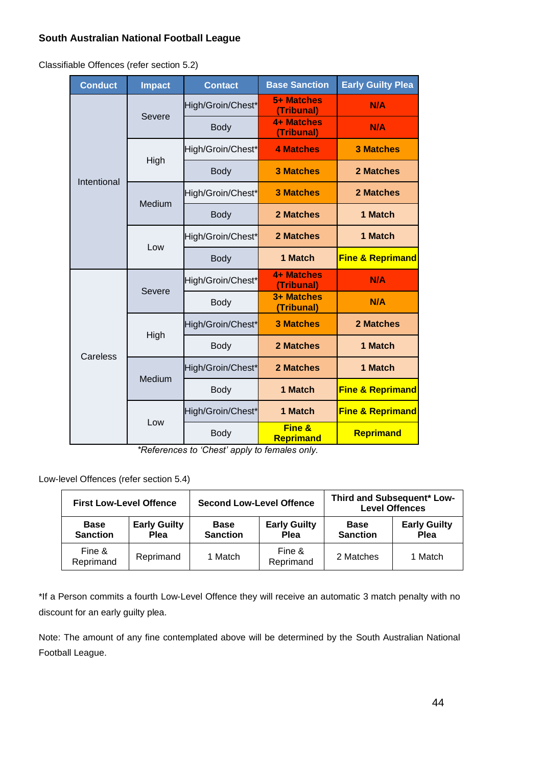**South Australian National Football League**

Classifiable Offences (refer section 5.2)

| Conduct | Impact | Contact | Base Sanction | Early Guilty Plea |
|---|---|---|---|---|
| Intentional | Severe | High/Groin/Chest* | **5+ Matches (Tribunal)** | **N/A** |
| | | Body | **4+ Matches (Tribunal)** | **N/A** |
| | High | High/Groin/Chest* | **4 Matches** | **3 Matches** |
| | | Body | **3 Matches** | **2 Matches** |
| | Medium | High/Groin/Chest* | **3 Matches** | **2 Matches** |
| | | Body | **2 Matches** | **1 Match** |
| | Low | High/Groin/Chest* | **2 Matches** | **1 Match** |
| | | Body | **1 Match** | **Fine & Reprimand** |
| Careless | Severe | High/Groin/Chest* | **4+ Matches (Tribunal)** | **N/A** |
| | | Body | **3+ Matches (Tribunal)** | **N/A** |
| | High | High/Groin/Chest* | **3 Matches** | **2 Matches** |
| | | Body | **2 Matches** | **1 Match** |
| | Medium | High/Groin/Chest* | **2 Matches** | **1 Match** |
| | | Body | **1 Match** | **Fine & Reprimand** |
| | Low | High/Groin/Chest* | **1 Match** | **Fine & Reprimand** |
| | | Body | **Fine & Reprimand** | **Reprimand** |

*\*References to 'Chest' apply to females only.*

Low-level Offences (refer section 5.4)

| **First Low-Level Offence** | | **Second Low-Level Offence** | | **Third and Subsequent* Low-Level Offences** | |
|---|---|---|---|---|---|
| **Base Sanction** | **Early Guilty Plea** | **Base Sanction** | **Early Guilty Plea** | **Base Sanction** | **Early Guilty Plea** |
| Fine & Reprimand | Reprimand | 1 Match | Fine & Reprimand | 2 Matches | 1 Match |

*If a Person commits a fourth Low-Level Offence they will receive an automatic 3 match penalty with no discount for an early guilty plea.

Note: The amount of any fine contemplated above will be determined by the South Australian National Football League.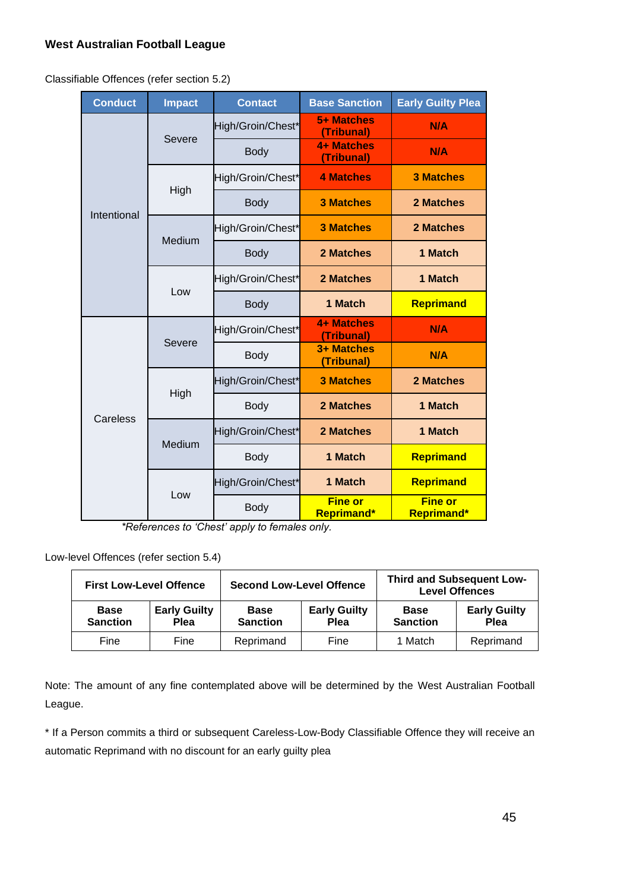**West Australian Football League**

Classifiable Offences (refer section 5.2)

| Conduct | Impact | Contact | Base Sanction | Early Guilty Plea |
|---|---|---|---|---|
| Intentional | Severe | High/Groin/Chest* | **5+ Matches (Tribunal)** | **N/A** |
| | | Body | **4+ Matches (Tribunal)** | **N/A** |
| | High | High/Groin/Chest* | **4 Matches** | **3 Matches** |
| | | Body | **3 Matches** | **2 Matches** |
| | Medium | High/Groin/Chest* | **3 Matches** | **2 Matches** |
| | | Body | **2 Matches** | **1 Match** |
| | Low | High/Groin/Chest* | **2 Matches** | **1 Match** |
| | | Body | **1 Match** | **Reprimand** |
| Careless | Severe | High/Groin/Chest* | **4+ Matches (Tribunal)** | **N/A** |
| | | Body | **3+ Matches (Tribunal)** | **N/A** |
| | High | High/Groin/Chest* | **3 Matches** | **2 Matches** |
| | | Body | **2 Matches** | **1 Match** |
| | Medium | High/Groin/Chest* | **2 Matches** | **1 Match** |
| | | Body | **1 Match** | **Reprimand** |
| | Low | High/Groin/Chest* | **1 Match** | **Reprimand** |
| | | Body | **Fine or Reprimand*** | **Fine or Reprimand*** |

*\*References to 'Chest' apply to females only.*

Low-level Offences (refer section 5.4)

| First Low-Level Offence | | Second Low-Level Offence | | Third and Subsequent Low-Level Offences | |
|---|---|---|---|---|---|
| **Base Sanction** | **Early Guilty Plea** | **Base Sanction** | **Early Guilty Plea** | **Base Sanction** | **Early Guilty Plea** |
| Fine | Fine | Reprimand | Fine | 1 Match | Reprimand |

Note: The amount of any fine contemplated above will be determined by the West Australian Football League.

\* If a Person commits a third or subsequent Careless-Low-Body Classifiable Offence they will receive an automatic Reprimand with no discount for an early guilty plea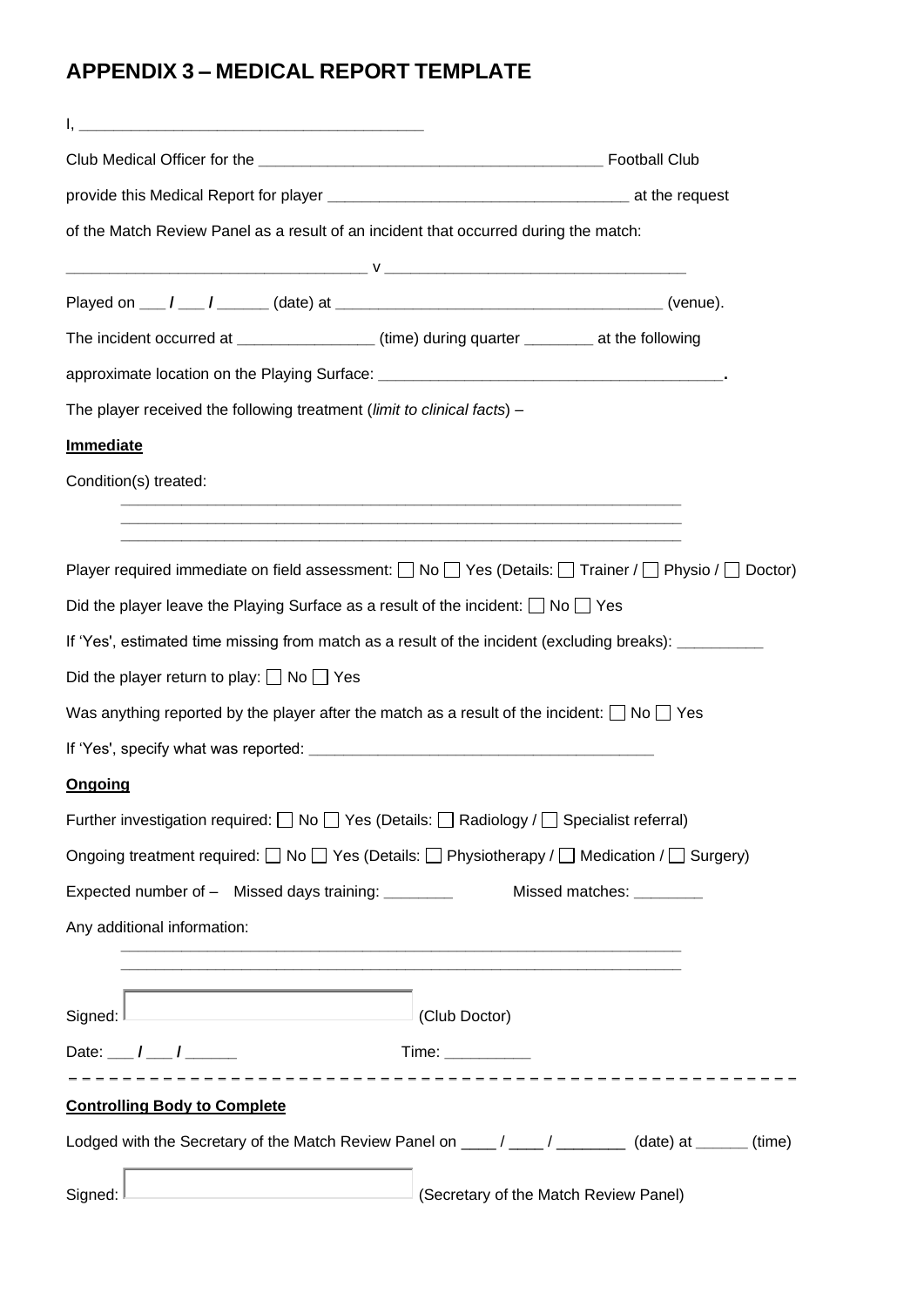# APPENDIX 3 – MEDICAL REPORT TEMPLATE

I, ________________________________________

Club Medical Officer for the ________________________________________ Football Club

provide this Medical Report for player ___________________________________ at the request

of the Match Review Panel as a result of an incident that occurred during the match:

___________________________________ v ___________________________________

Played on ___ **/** ___ **/** ______ (date) at ______________________________________ (venue).

The incident occurred at ________________ (time) during quarter ________ at the following

approximate location on the Playing Surface: ________________________________________**.**

The player received the following treatment (*limit to clinical facts*) –

**Immediate**

Condition(s) treated:

____________________________________________________________________

____________________________________________________________________

____________________________________________________________________

Player required immediate on field assessment: ☐ No ☐ Yes (Details: ☐ Trainer / ☐ Physio / ☐ Doctor)

Did the player leave the Playing Surface as a result of the incident: ☐ No ☐ Yes

If 'Yes', estimated time missing from match as a result of the incident (excluding breaks): __________

Did the player return to play: ☐ No ☐ Yes

Was anything reported by the player after the match as a result of the incident: ☐ No ☐ Yes

If 'Yes', specify what was reported: ________________________________________

**Ongoing**

Further investigation required: ☐ No ☐ Yes (Details: ☐ Radiology / ☐ Specialist referral)

Ongoing treatment required: ☐ No ☐ Yes (Details: ☐ Physiotherapy / ☐ Medication / ☐ Surgery)

Expected number of – Missed days training: ________ Missed matches: ________

Any additional information:

____________________________________________________________________

____________________________________________________________________

Signed: ____________________ (Club Doctor)

Date: ___ **/** ___ **/** ______ Time: __________

---

**Controlling Body to Complete**

Lodged with the Secretary of the Match Review Panel on ____ / ____ / ________ (date) at ______ (time)

Signed: ____________________ (Secretary of the Match Review Panel)